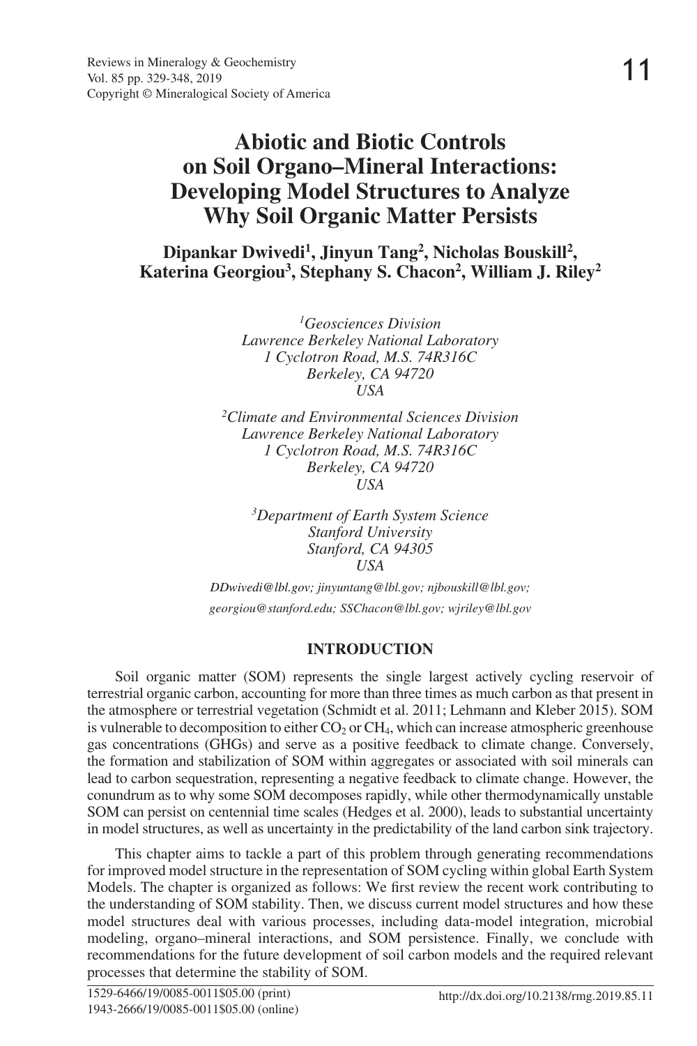# Abiotic and Biotic Controls on Soil Organo–Mineral Interactions: Developing Model Structures to Analyze Why Soil Organic Matter Persists

**Dipankar Dwivedi[1], Jinyun Tang[2], Nicholas Bouskill[2], Katerina Georgiou[3], Stephany S. Chacon[2], William J. Riley[2]**

*[1]Geosciences Division*
*Lawrence Berkeley National Laboratory*
*1 Cyclotron Road, M.S. 74R316C*
*Berkeley, CA 94720*
*USA*

*[2]Climate and Environmental Sciences Division*
*Lawrence Berkeley National Laboratory*
*1 Cyclotron Road, M.S. 74R316C*
*Berkeley, CA 94720*
*USA*

*[3]Department of Earth System Science*
*Stanford University*
*Stanford, CA 94305*
*USA*

*DDwivedi@lbl.gov; jinyuntang@lbl.gov; njbouskill@lbl.gov; georgiou@stanford.edu; SSChacon@lbl.gov; wjriley@lbl.gov*

## INTRODUCTION

Soil organic matter (SOM) represents the single largest actively cycling reservoir of terrestrial organic carbon, accounting for more than three times as much carbon as that present in the atmosphere or terrestrial vegetation (Schmidt et al. 2011; Lehmann and Kleber 2015). SOM is vulnerable to decomposition to either $CO_2$ or $CH_4$, which can increase atmospheric greenhouse gas concentrations (GHGs) and serve as a positive feedback to climate change. Conversely, the formation and stabilization of SOM within aggregates or associated with soil minerals can lead to carbon sequestration, representing a negative feedback to climate change. However, the conundrum as to why some SOM decomposes rapidly, while other thermodynamically unstable SOM can persist on centennial time scales (Hedges et al. 2000), leads to substantial uncertainty in model structures, as well as uncertainty in the predictability of the land carbon sink trajectory.

This chapter aims to tackle a part of this problem through generating recommendations for improved model structure in the representation of SOM cycling within global Earth System Models. The chapter is organized as follows: We first review the recent work contributing to the understanding of SOM stability. Then, we discuss current model structures and how these model structures deal with various processes, including data-model integration, microbial modeling, organo–mineral interactions, and SOM persistence. Finally, we conclude with recommendations for the future development of soil carbon models and the required relevant processes that determine the stability of SOM.

1529-6466/19/0085-0011$05.00 (print)
1943-2666/19/0085-0011$05.00 (online)

http://dx.doi.org/10.2138/rmg.2019.85.11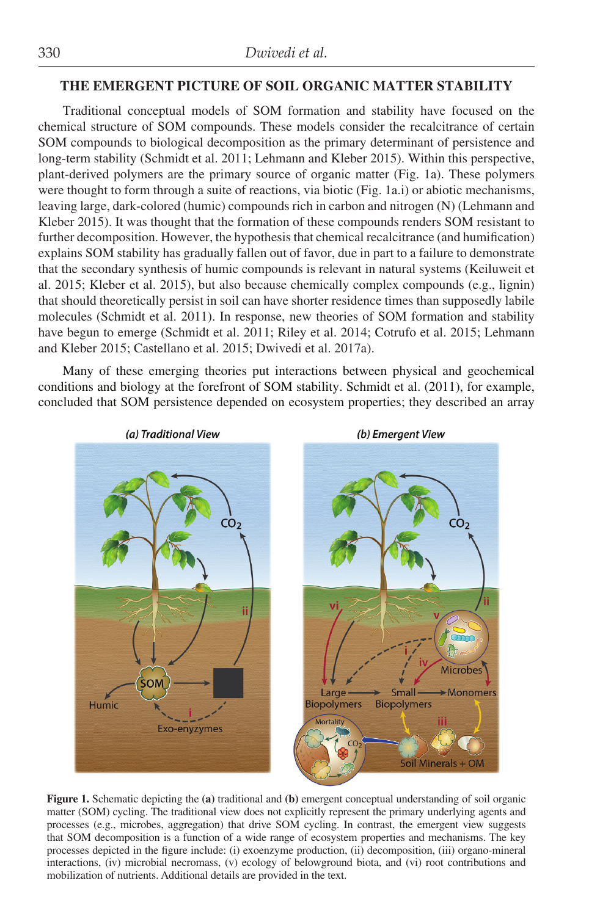## THE EMERGENT PICTURE OF SOIL ORGANIC MATTER STABILITY

Traditional conceptual models of SOM formation and stability have focused on the chemical structure of SOM compounds. These models consider the recalcitrance of certain SOM compounds to biological decomposition as the primary determinant of persistence and long-term stability (Schmidt et al. 2011; Lehmann and Kleber 2015). Within this perspective, plant-derived polymers are the primary source of organic matter (Fig. 1a). These polymers were thought to form through a suite of reactions, via biotic (Fig. 1a.i) or abiotic mechanisms, leaving large, dark-colored (humic) compounds rich in carbon and nitrogen (N) (Lehmann and Kleber 2015). It was thought that the formation of these compounds renders SOM resistant to further decomposition. However, the hypothesis that chemical recalcitrance (and humification) explains SOM stability has gradually fallen out of favor, due in part to a failure to demonstrate that the secondary synthesis of humic compounds is relevant in natural systems (Keiluweit et al. 2015; Kleber et al. 2015), but also because chemically complex compounds (e.g., lignin) that should theoretically persist in soil can have shorter residence times than supposedly labile molecules (Schmidt et al. 2011). In response, new theories of SOM formation and stability have begun to emerge (Schmidt et al. 2011; Riley et al. 2014; Cotrufo et al. 2015; Lehmann and Kleber 2015; Castellano et al. 2015; Dwivedi et al. 2017a).

Many of these emerging theories put interactions between physical and geochemical conditions and biology at the forefront of SOM stability. Schmidt et al. (2011), for example, concluded that SOM persistence depended on ecosystem properties; they described an array

**Figure 1.** Schematic depicting the **(a)** traditional and **(b)** emergent conceptual understanding of soil organic matter (SOM) cycling. The traditional view does not explicitly represent the primary underlying agents and processes (e.g., microbes, aggregation) that drive SOM cycling. In contrast, the emergent view suggests that SOM decomposition is a function of a wide range of ecosystem properties and mechanisms. The key processes depicted in the figure include: (i) exoenzyme production, (ii) decomposition, (iii) organo-mineral interactions, (iv) microbial necromass, (v) ecology of belowground biota, and (vi) root contributions and mobilization of nutrients. Additional details are provided in the text.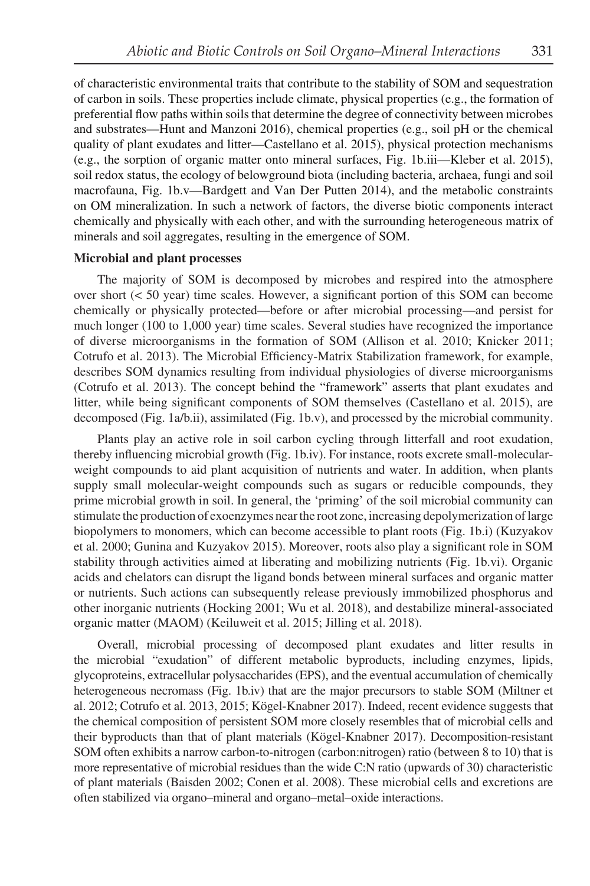of characteristic environmental traits that contribute to the stability of SOM and sequestration of carbon in soils. These properties include climate, physical properties (e.g., the formation of preferential flow paths within soils that determine the degree of connectivity between microbes and substrates—Hunt and Manzoni 2016), chemical properties (e.g., soil pH or the chemical quality of plant exudates and litter—Castellano et al. 2015), physical protection mechanisms (e.g., the sorption of organic matter onto mineral surfaces, Fig. 1b.iii—Kleber et al. 2015), soil redox status, the ecology of belowground biota (including bacteria, archaea, fungi and soil macrofauna, Fig. 1b.v—Bardgett and Van Der Putten 2014), and the metabolic constraints on OM mineralization. In such a network of factors, the diverse biotic components interact chemically and physically with each other, and with the surrounding heterogeneous matrix of minerals and soil aggregates, resulting in the emergence of SOM.

**Microbial and plant processes**

The majority of SOM is decomposed by microbes and respired into the atmosphere over short (< 50 year) time scales. However, a significant portion of this SOM can become chemically or physically protected—before or after microbial processing—and persist for much longer (100 to 1,000 year) time scales. Several studies have recognized the importance of diverse microorganisms in the formation of SOM (Allison et al. 2010; Knicker 2011; Cotrufo et al. 2013). The Microbial Efficiency-Matrix Stabilization framework, for example, describes SOM dynamics resulting from individual physiologies of diverse microorganisms (Cotrufo et al. 2013). The concept behind the "framework" asserts that plant exudates and litter, while being significant components of SOM themselves (Castellano et al. 2015), are decomposed (Fig. 1a/b.ii), assimilated (Fig. 1b.v), and processed by the microbial community.

Plants play an active role in soil carbon cycling through litterfall and root exudation, thereby influencing microbial growth (Fig. 1b.iv). For instance, roots excrete small-molecular-weight compounds to aid plant acquisition of nutrients and water. In addition, when plants supply small molecular-weight compounds such as sugars or reducible compounds, they prime microbial growth in soil. In general, the 'priming' of the soil microbial community can stimulate the production of exoenzymes near the root zone, increasing depolymerization of large biopolymers to monomers, which can become accessible to plant roots (Fig. 1b.i) (Kuzyakov et al. 2000; Gunina and Kuzyakov 2015). Moreover, roots also play a significant role in SOM stability through activities aimed at liberating and mobilizing nutrients (Fig. 1b.vi). Organic acids and chelators can disrupt the ligand bonds between mineral surfaces and organic matter or nutrients. Such actions can subsequently release previously immobilized phosphorus and other inorganic nutrients (Hocking 2001; Wu et al. 2018), and destabilize mineral-associated organic matter (MAOM) (Keiluweit et al. 2015; Jilling et al. 2018).

Overall, microbial processing of decomposed plant exudates and litter results in the microbial "exudation" of different metabolic byproducts, including enzymes, lipids, glycoproteins, extracellular polysaccharides (EPS), and the eventual accumulation of chemically heterogeneous necromass (Fig. 1b.iv) that are the major precursors to stable SOM (Miltner et al. 2012; Cotrufo et al. 2013, 2015; Kögel-Knabner 2017). Indeed, recent evidence suggests that the chemical composition of persistent SOM more closely resembles that of microbial cells and their byproducts than that of plant materials (Kögel-Knabner 2017). Decomposition-resistant SOM often exhibits a narrow carbon-to-nitrogen (carbon:nitrogen) ratio (between 8 to 10) that is more representative of microbial residues than the wide C:N ratio (upwards of 30) characteristic of plant materials (Baisden 2002; Conen et al. 2008). These microbial cells and excretions are often stabilized via organo–mineral and organo–metal–oxide interactions.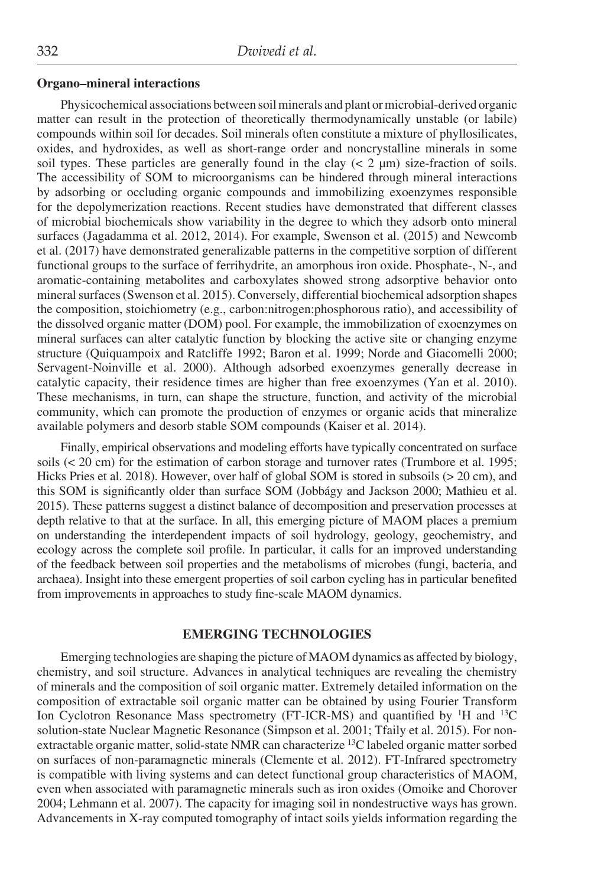## Organo–mineral interactions

Physicochemical associations between soil minerals and plant or microbial-derived organic matter can result in the protection of theoretically thermodynamically unstable (or labile) compounds within soil for decades. Soil minerals often constitute a mixture of phyllosilicates, oxides, and hydroxides, as well as short-range order and noncrystalline minerals in some soil types. These particles are generally found in the clay (< 2 μm) size-fraction of soils. The accessibility of SOM to microorganisms can be hindered through mineral interactions by adsorbing or occluding organic compounds and immobilizing exoenzymes responsible for the depolymerization reactions. Recent studies have demonstrated that different classes of microbial biochemicals show variability in the degree to which they adsorb onto mineral surfaces (Jagadamma et al. 2012, 2014). For example, Swenson et al. (2015) and Newcomb et al. (2017) have demonstrated generalizable patterns in the competitive sorption of different functional groups to the surface of ferrihydrite, an amorphous iron oxide. Phosphate-, N-, and aromatic-containing metabolites and carboxylates showed strong adsorptive behavior onto mineral surfaces (Swenson et al. 2015). Conversely, differential biochemical adsorption shapes the composition, stoichiometry (e.g., carbon:nitrogen:phosphorous ratio), and accessibility of the dissolved organic matter (DOM) pool. For example, the immobilization of exoenzymes on mineral surfaces can alter catalytic function by blocking the active site or changing enzyme structure (Quiquampoix and Ratcliffe 1992; Baron et al. 1999; Norde and Giacomelli 2000; Servagent-Noinville et al. 2000). Although adsorbed exoenzymes generally decrease in catalytic capacity, their residence times are higher than free exoenzymes (Yan et al. 2010). These mechanisms, in turn, can shape the structure, function, and activity of the microbial community, which can promote the production of enzymes or organic acids that mineralize available polymers and desorb stable SOM compounds (Kaiser et al. 2014).

Finally, empirical observations and modeling efforts have typically concentrated on surface soils (< 20 cm) for the estimation of carbon storage and turnover rates (Trumbore et al. 1995; Hicks Pries et al. 2018). However, over half of global SOM is stored in subsoils (> 20 cm), and this SOM is significantly older than surface SOM (Jobbágy and Jackson 2000; Mathieu et al. 2015). These patterns suggest a distinct balance of decomposition and preservation processes at depth relative to that at the surface. In all, this emerging picture of MAOM places a premium on understanding the interdependent impacts of soil hydrology, geology, geochemistry, and ecology across the complete soil profile. In particular, it calls for an improved understanding of the feedback between soil properties and the metabolisms of microbes (fungi, bacteria, and archaea). Insight into these emergent properties of soil carbon cycling has in particular benefited from improvements in approaches to study fine-scale MAOM dynamics.

## EMERGING TECHNOLOGIES

Emerging technologies are shaping the picture of MAOM dynamics as affected by biology, chemistry, and soil structure. Advances in analytical techniques are revealing the chemistry of minerals and the composition of soil organic matter. Extremely detailed information on the composition of extractable soil organic matter can be obtained by using Fourier Transform Ion Cyclotron Resonance Mass spectrometry (FT-ICR-MS) and quantified by $^{1}H$ and $^{13}C$ solution-state Nuclear Magnetic Resonance (Simpson et al. 2001; Tfaily et al. 2015). For non-extractable organic matter, solid-state NMR can characterize $^{13}C$ labeled organic matter sorbed on surfaces of non-paramagnetic minerals (Clemente et al. 2012). FT-Infrared spectrometry is compatible with living systems and can detect functional group characteristics of MAOM, even when associated with paramagnetic minerals such as iron oxides (Omoike and Chorover 2004; Lehmann et al. 2007). The capacity for imaging soil in nondestructive ways has grown. Advancements in X-ray computed tomography of intact soils yields information regarding the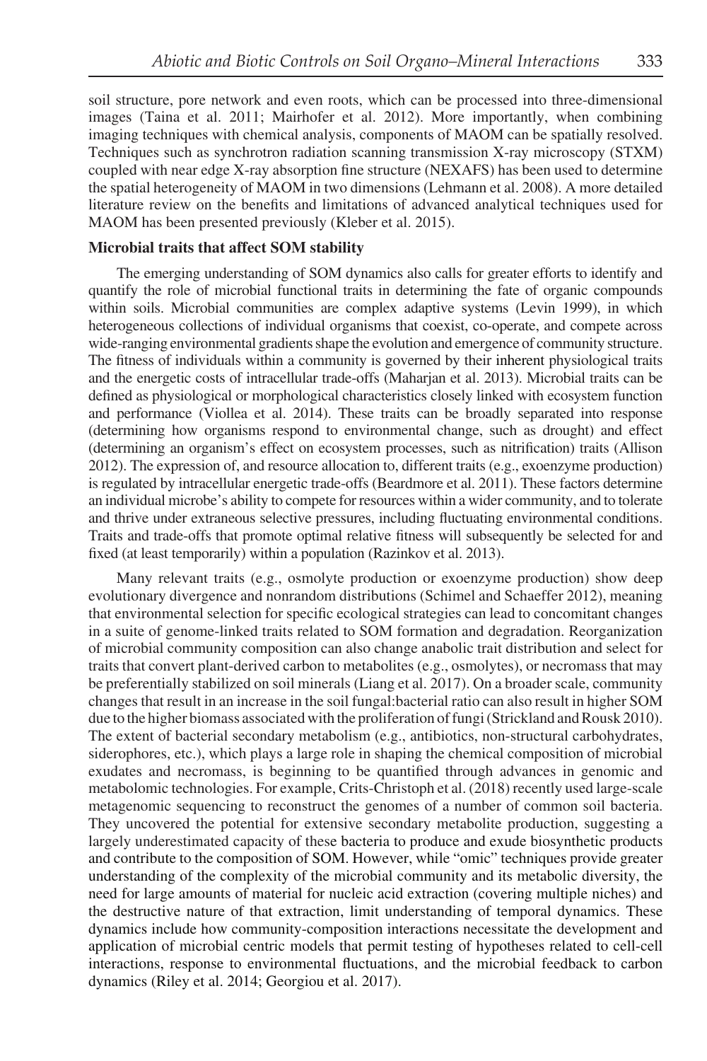soil structure, pore network and even roots, which can be processed into three-dimensional images (Taina et al. 2011; Mairhofer et al. 2012). More importantly, when combining imaging techniques with chemical analysis, components of MAOM can be spatially resolved. Techniques such as synchrotron radiation scanning transmission X-ray microscopy (STXM) coupled with near edge X-ray absorption fine structure (NEXAFS) has been used to determine the spatial heterogeneity of MAOM in two dimensions (Lehmann et al. 2008). A more detailed literature review on the benefits and limitations of advanced analytical techniques used for MAOM has been presented previously (Kleber et al. 2015).

**Microbial traits that affect SOM stability**

The emerging understanding of SOM dynamics also calls for greater efforts to identify and quantify the role of microbial functional traits in determining the fate of organic compounds within soils. Microbial communities are complex adaptive systems (Levin 1999), in which heterogeneous collections of individual organisms that coexist, co-operate, and compete across wide-ranging environmental gradients shape the evolution and emergence of community structure. The fitness of individuals within a community is governed by their inherent physiological traits and the energetic costs of intracellular trade-offs (Maharjan et al. 2013). Microbial traits can be defined as physiological or morphological characteristics closely linked with ecosystem function and performance (Viollea et al. 2014). These traits can be broadly separated into response (determining how organisms respond to environmental change, such as drought) and effect (determining an organism's effect on ecosystem processes, such as nitrification) traits (Allison 2012). The expression of, and resource allocation to, different traits (e.g., exoenzyme production) is regulated by intracellular energetic trade-offs (Beardmore et al. 2011). These factors determine an individual microbe's ability to compete for resources within a wider community, and to tolerate and thrive under extraneous selective pressures, including fluctuating environmental conditions. Traits and trade-offs that promote optimal relative fitness will subsequently be selected for and fixed (at least temporarily) within a population (Razinkov et al. 2013).

Many relevant traits (e.g., osmolyte production or exoenzyme production) show deep evolutionary divergence and nonrandom distributions (Schimel and Schaeffer 2012), meaning that environmental selection for specific ecological strategies can lead to concomitant changes in a suite of genome-linked traits related to SOM formation and degradation. Reorganization of microbial community composition can also change anabolic trait distribution and select for traits that convert plant-derived carbon to metabolites (e.g., osmolytes), or necromass that may be preferentially stabilized on soil minerals (Liang et al. 2017). On a broader scale, community changes that result in an increase in the soil fungal:bacterial ratio can also result in higher SOM due to the higher biomass associated with the proliferation of fungi (Strickland and Rousk 2010). The extent of bacterial secondary metabolism (e.g., antibiotics, non-structural carbohydrates, siderophores, etc.), which plays a large role in shaping the chemical composition of microbial exudates and necromass, is beginning to be quantified through advances in genomic and metabolomic technologies. For example, Crits-Christoph et al. (2018) recently used large-scale metagenomic sequencing to reconstruct the genomes of a number of common soil bacteria. They uncovered the potential for extensive secondary metabolite production, suggesting a largely underestimated capacity of these bacteria to produce and exude biosynthetic products and contribute to the composition of SOM. However, while "omic" techniques provide greater understanding of the complexity of the microbial community and its metabolic diversity, the need for large amounts of material for nucleic acid extraction (covering multiple niches) and the destructive nature of that extraction, limit understanding of temporal dynamics. These dynamics include how community-composition interactions necessitate the development and application of microbial centric models that permit testing of hypotheses related to cell-cell interactions, response to environmental fluctuations, and the microbial feedback to carbon dynamics (Riley et al. 2014; Georgiou et al. 2017).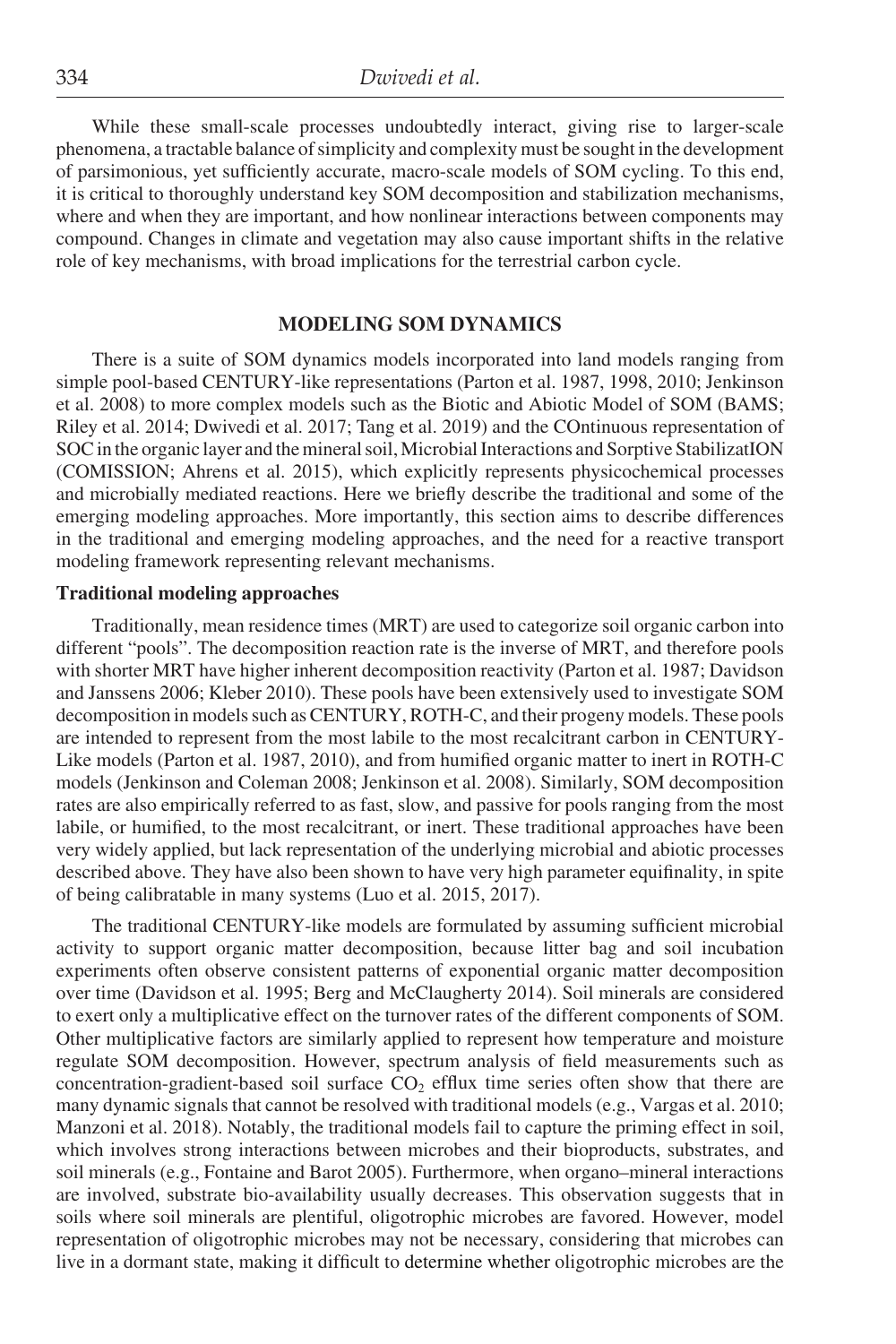While these small-scale processes undoubtedly interact, giving rise to larger-scale phenomena, a tractable balance of simplicity and complexity must be sought in the development of parsimonious, yet sufficiently accurate, macro-scale models of SOM cycling. To this end, it is critical to thoroughly understand key SOM decomposition and stabilization mechanisms, where and when they are important, and how nonlinear interactions between components may compound. Changes in climate and vegetation may also cause important shifts in the relative role of key mechanisms, with broad implications for the terrestrial carbon cycle.

## MODELING SOM DYNAMICS

There is a suite of SOM dynamics models incorporated into land models ranging from simple pool-based CENTURY-like representations (Parton et al. 1987, 1998, 2010; Jenkinson et al. 2008) to more complex models such as the Biotic and Abiotic Model of SOM (BAMS; Riley et al. 2014; Dwivedi et al. 2017; Tang et al. 2019) and the COntinuous representation of SOC in the organic layer and the mineral soil, Microbial Interactions and Sorptive StabilizatION (COMISSION; Ahrens et al. 2015), which explicitly represents physicochemical processes and microbially mediated reactions. Here we briefly describe the traditional and some of the emerging modeling approaches. More importantly, this section aims to describe differences in the traditional and emerging modeling approaches, and the need for a reactive transport modeling framework representing relevant mechanisms.

### Traditional modeling approaches

Traditionally, mean residence times (MRT) are used to categorize soil organic carbon into different "pools". The decomposition reaction rate is the inverse of MRT, and therefore pools with shorter MRT have higher inherent decomposition reactivity (Parton et al. 1987; Davidson and Janssens 2006; Kleber 2010). These pools have been extensively used to investigate SOM decomposition in models such as CENTURY, ROTH-C, and their progeny models. These pools are intended to represent from the most labile to the most recalcitrant carbon in CENTURY-Like models (Parton et al. 1987, 2010), and from humified organic matter to inert in ROTH-C models (Jenkinson and Coleman 2008; Jenkinson et al. 2008). Similarly, SOM decomposition rates are also empirically referred to as fast, slow, and passive for pools ranging from the most labile, or humified, to the most recalcitrant, or inert. These traditional approaches have been very widely applied, but lack representation of the underlying microbial and abiotic processes described above. They have also been shown to have very high parameter equifinality, in spite of being calibratable in many systems (Luo et al. 2015, 2017).

The traditional CENTURY-like models are formulated by assuming sufficient microbial activity to support organic matter decomposition, because litter bag and soil incubation experiments often observe consistent patterns of exponential organic matter decomposition over time (Davidson et al. 1995; Berg and McClaugherty 2014). Soil minerals are considered to exert only a multiplicative effect on the turnover rates of the different components of SOM. Other multiplicative factors are similarly applied to represent how temperature and moisture regulate SOM decomposition. However, spectrum analysis of field measurements such as concentration-gradient-based soil surface $CO_2$ efflux time series often show that there are many dynamic signals that cannot be resolved with traditional models (e.g., Vargas et al. 2010; Manzoni et al. 2018). Notably, the traditional models fail to capture the priming effect in soil, which involves strong interactions between microbes and their bioproducts, substrates, and soil minerals (e.g., Fontaine and Barot 2005). Furthermore, when organo–mineral interactions are involved, substrate bio-availability usually decreases. This observation suggests that in soils where soil minerals are plentiful, oligotrophic microbes are favored. However, model representation of oligotrophic microbes may not be necessary, considering that microbes can live in a dormant state, making it difficult to determine whether oligotrophic microbes are the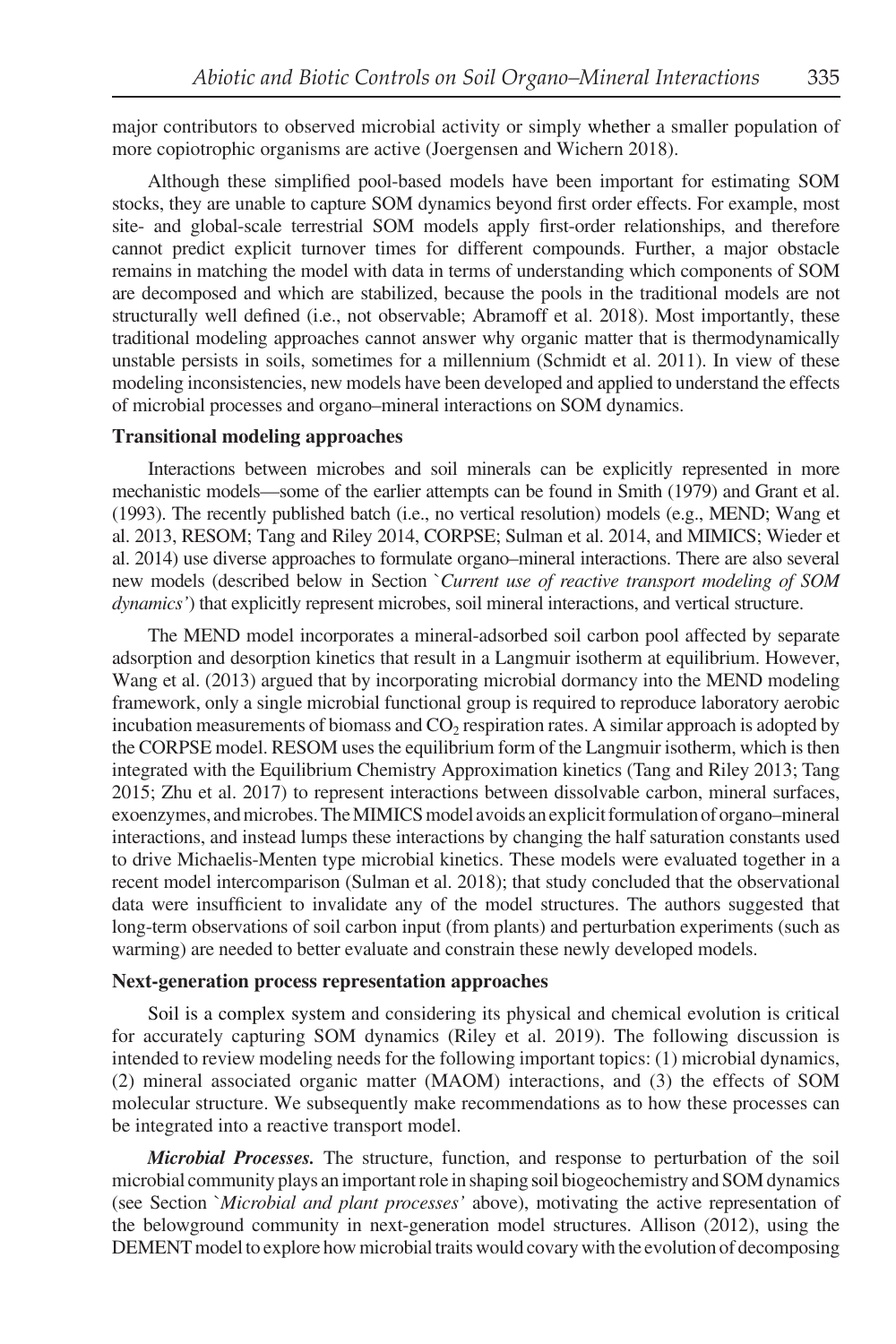major contributors to observed microbial activity or simply whether a smaller population of more copiotrophic organisms are active (Joergensen and Wichern 2018).

Although these simplified pool-based models have been important for estimating SOM stocks, they are unable to capture SOM dynamics beyond first order effects. For example, most site- and global-scale terrestrial SOM models apply first-order relationships, and therefore cannot predict explicit turnover times for different compounds. Further, a major obstacle remains in matching the model with data in terms of understanding which components of SOM are decomposed and which are stabilized, because the pools in the traditional models are not structurally well defined (i.e., not observable; Abramoff et al. 2018). Most importantly, these traditional modeling approaches cannot answer why organic matter that is thermodynamically unstable persists in soils, sometimes for a millennium (Schmidt et al. 2011). In view of these modeling inconsistencies, new models have been developed and applied to understand the effects of microbial processes and organo–mineral interactions on SOM dynamics.

**Transitional modeling approaches**

Interactions between microbes and soil minerals can be explicitly represented in more mechanistic models—some of the earlier attempts can be found in Smith (1979) and Grant et al. (1993). The recently published batch (i.e., no vertical resolution) models (e.g., MEND; Wang et al. 2013, RESOM; Tang and Riley 2014, CORPSE; Sulman et al. 2014, and MIMICS; Wieder et al. 2014) use diverse approaches to formulate organo–mineral interactions. There are also several new models (described below in Section `*Current use of reactive transport modeling of SOM dynamics'*) that explicitly represent microbes, soil mineral interactions, and vertical structure.

The MEND model incorporates a mineral-adsorbed soil carbon pool affected by separate adsorption and desorption kinetics that result in a Langmuir isotherm at equilibrium. However, Wang et al. (2013) argued that by incorporating microbial dormancy into the MEND modeling framework, only a single microbial functional group is required to reproduce laboratory aerobic incubation measurements of biomass and $CO_2$ respiration rates. A similar approach is adopted by the CORPSE model. RESOM uses the equilibrium form of the Langmuir isotherm, which is then integrated with the Equilibrium Chemistry Approximation kinetics (Tang and Riley 2013; Tang 2015; Zhu et al. 2017) to represent interactions between dissolvable carbon, mineral surfaces, exoenzymes, and microbes. The MIMICS model avoids an explicit formulation of organo–mineral interactions, and instead lumps these interactions by changing the half saturation constants used to drive Michaelis-Menten type microbial kinetics. These models were evaluated together in a recent model intercomparison (Sulman et al. 2018); that study concluded that the observational data were insufficient to invalidate any of the model structures. The authors suggested that long-term observations of soil carbon input (from plants) and perturbation experiments (such as warming) are needed to better evaluate and constrain these newly developed models.

**Next-generation process representation approaches**

Soil is a complex system and considering its physical and chemical evolution is critical for accurately capturing SOM dynamics (Riley et al. 2019). The following discussion is intended to review modeling needs for the following important topics: (1) microbial dynamics, (2) mineral associated organic matter (MAOM) interactions, and (3) the effects of SOM molecular structure. We subsequently make recommendations as to how these processes can be integrated into a reactive transport model.

***Microbial Processes.*** The structure, function, and response to perturbation of the soil microbial community plays an important role in shaping soil biogeochemistry and SOM dynamics (see Section `*Microbial and plant processes'* above), motivating the active representation of the belowground community in next-generation model structures. Allison (2012), using the DEMENT model to explore how microbial traits would covary with the evolution of decomposing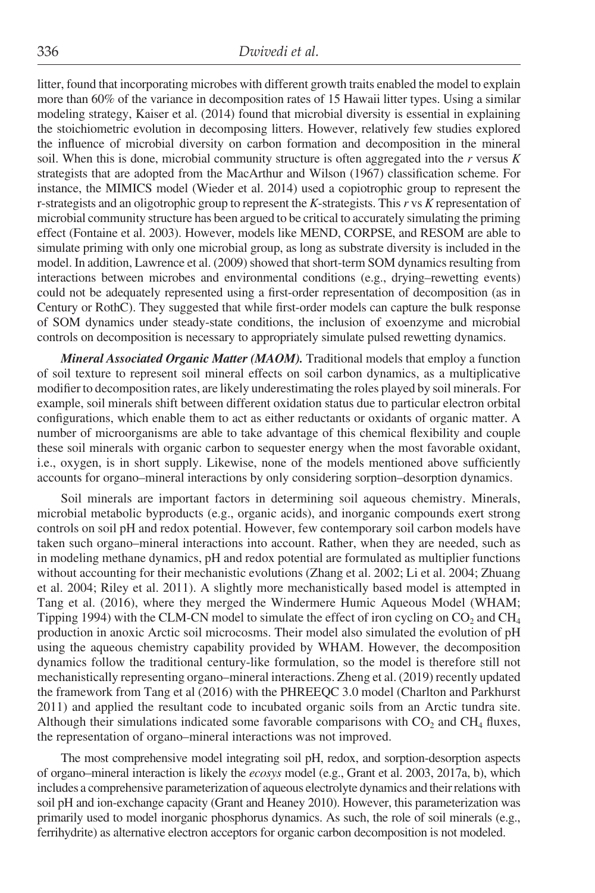litter, found that incorporating microbes with different growth traits enabled the model to explain more than 60% of the variance in decomposition rates of 15 Hawaii litter types. Using a similar modeling strategy, Kaiser et al. (2014) found that microbial diversity is essential in explaining the stoichiometric evolution in decomposing litters. However, relatively few studies explored the influence of microbial diversity on carbon formation and decomposition in the mineral soil. When this is done, microbial community structure is often aggregated into the *r* versus *K* strategists that are adopted from the MacArthur and Wilson (1967) classification scheme. For instance, the MIMICS model (Wieder et al. 2014) used a copiotrophic group to represent the r-strategists and an oligotrophic group to represent the *K*-strategists. This *r* vs *K* representation of microbial community structure has been argued to be critical to accurately simulating the priming effect (Fontaine et al. 2003). However, models like MEND, CORPSE, and RESOM are able to simulate priming with only one microbial group, as long as substrate diversity is included in the model. In addition, Lawrence et al. (2009) showed that short-term SOM dynamics resulting from interactions between microbes and environmental conditions (e.g., drying–rewetting events) could not be adequately represented using a first-order representation of decomposition (as in Century or RothC). They suggested that while first-order models can capture the bulk response of SOM dynamics under steady-state conditions, the inclusion of exoenzyme and microbial controls on decomposition is necessary to appropriately simulate pulsed rewetting dynamics.

***Mineral Associated Organic Matter (MAOM).*** Traditional models that employ a function of soil texture to represent soil mineral effects on soil carbon dynamics, as a multiplicative modifier to decomposition rates, are likely underestimating the roles played by soil minerals. For example, soil minerals shift between different oxidation status due to particular electron orbital configurations, which enable them to act as either reductants or oxidants of organic matter. A number of microorganisms are able to take advantage of this chemical flexibility and couple these soil minerals with organic carbon to sequester energy when the most favorable oxidant, i.e., oxygen, is in short supply. Likewise, none of the models mentioned above sufficiently accounts for organo–mineral interactions by only considering sorption–desorption dynamics.

Soil minerals are important factors in determining soil aqueous chemistry. Minerals, microbial metabolic byproducts (e.g., organic acids), and inorganic compounds exert strong controls on soil pH and redox potential. However, few contemporary soil carbon models have taken such organo–mineral interactions into account. Rather, when they are needed, such as in modeling methane dynamics, pH and redox potential are formulated as multiplier functions without accounting for their mechanistic evolutions (Zhang et al. 2002; Li et al. 2004; Zhuang et al. 2004; Riley et al. 2011). A slightly more mechanistically based model is attempted in Tang et al. (2016), where they merged the Windermere Humic Aqueous Model (WHAM; Tipping 1994) with the CLM-CN model to simulate the effect of iron cycling on $CO_2$ and $CH_4$ production in anoxic Arctic soil microcosms. Their model also simulated the evolution of pH using the aqueous chemistry capability provided by WHAM. However, the decomposition dynamics follow the traditional century-like formulation, so the model is therefore still not mechanistically representing organo–mineral interactions. Zheng et al. (2019) recently updated the framework from Tang et al (2016) with the PHREEQC 3.0 model (Charlton and Parkhurst 2011) and applied the resultant code to incubated organic soils from an Arctic tundra site. Although their simulations indicated some favorable comparisons with $CO_2$ and $CH_4$ fluxes, the representation of organo–mineral interactions was not improved.

The most comprehensive model integrating soil pH, redox, and sorption-desorption aspects of organo–mineral interaction is likely the *ecosys* model (e.g., Grant et al. 2003, 2017a, b), which includes a comprehensive parameterization of aqueous electrolyte dynamics and their relations with soil pH and ion-exchange capacity (Grant and Heaney 2010). However, this parameterization was primarily used to model inorganic phosphorus dynamics. As such, the role of soil minerals (e.g., ferrihydrite) as alternative electron acceptors for organic carbon decomposition is not modeled.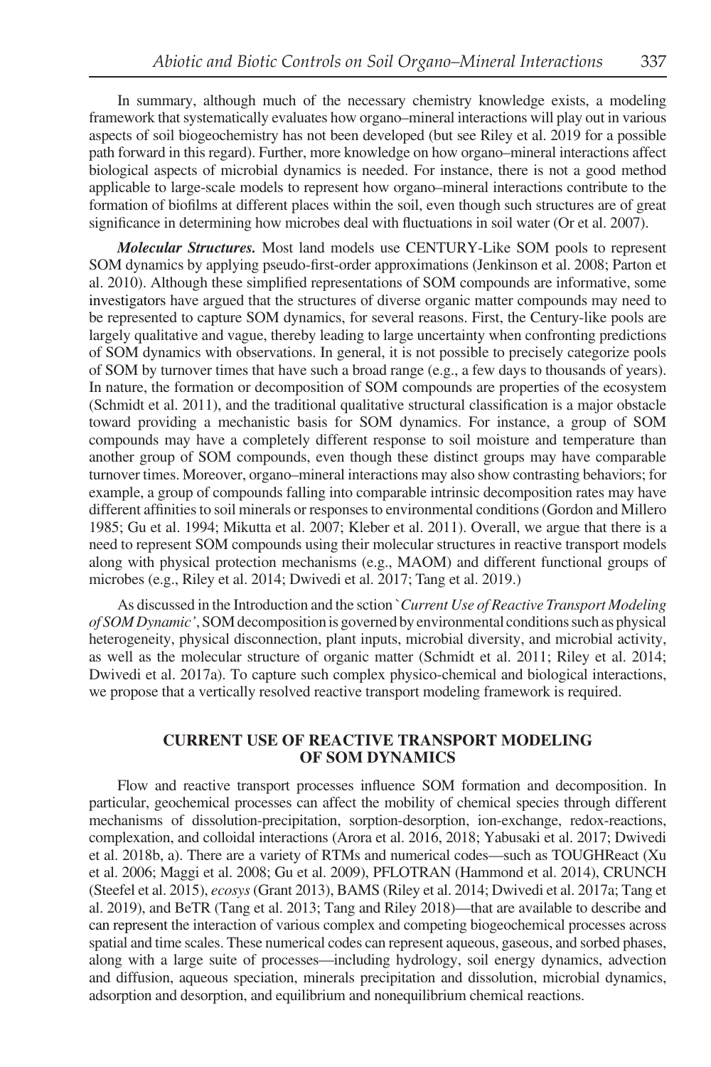In summary, although much of the necessary chemistry knowledge exists, a modeling framework that systematically evaluates how organo–mineral interactions will play out in various aspects of soil biogeochemistry has not been developed (but see Riley et al. 2019 for a possible path forward in this regard). Further, more knowledge on how organo–mineral interactions affect biological aspects of microbial dynamics is needed. For instance, there is not a good method applicable to large-scale models to represent how organo–mineral interactions contribute to the formation of biofilms at different places within the soil, even though such structures are of great significance in determining how microbes deal with fluctuations in soil water (Or et al. 2007).

***Molecular Structures.*** Most land models use CENTURY-Like SOM pools to represent SOM dynamics by applying pseudo-first-order approximations (Jenkinson et al. 2008; Parton et al. 2010). Although these simplified representations of SOM compounds are informative, some investigators have argued that the structures of diverse organic matter compounds may need to be represented to capture SOM dynamics, for several reasons. First, the Century-like pools are largely qualitative and vague, thereby leading to large uncertainty when confronting predictions of SOM dynamics with observations. In general, it is not possible to precisely categorize pools of SOM by turnover times that have such a broad range (e.g., a few days to thousands of years). In nature, the formation or decomposition of SOM compounds are properties of the ecosystem (Schmidt et al. 2011), and the traditional qualitative structural classification is a major obstacle toward providing a mechanistic basis for SOM dynamics. For instance, a group of SOM compounds may have a completely different response to soil moisture and temperature than another group of SOM compounds, even though these distinct groups may have comparable turnover times. Moreover, organo–mineral interactions may also show contrasting behaviors; for example, a group of compounds falling into comparable intrinsic decomposition rates may have different affinities to soil minerals or responses to environmental conditions (Gordon and Millero 1985; Gu et al. 1994; Mikutta et al. 2007; Kleber et al. 2011). Overall, we argue that there is a need to represent SOM compounds using their molecular structures in reactive transport models along with physical protection mechanisms (e.g., MAOM) and different functional groups of microbes (e.g., Riley et al. 2014; Dwivedi et al. 2017; Tang et al. 2019.)

As discussed in the Introduction and the sction `*Current Use of Reactive Transport Modeling of SOM Dynamic'*, SOM decomposition is governed by environmental conditions such as physical heterogeneity, physical disconnection, plant inputs, microbial diversity, and microbial activity, as well as the molecular structure of organic matter (Schmidt et al. 2011; Riley et al. 2014; Dwivedi et al. 2017a). To capture such complex physico-chemical and biological interactions, we propose that a vertically resolved reactive transport modeling framework is required.

## CURRENT USE OF REACTIVE TRANSPORT MODELING OF SOM DYNAMICS

Flow and reactive transport processes influence SOM formation and decomposition. In particular, geochemical processes can affect the mobility of chemical species through different mechanisms of dissolution-precipitation, sorption-desorption, ion-exchange, redox-reactions, complexation, and colloidal interactions (Arora et al. 2016, 2018; Yabusaki et al. 2017; Dwivedi et al. 2018b, a). There are a variety of RTMs and numerical codes—such as TOUGHReact (Xu et al. 2006; Maggi et al. 2008; Gu et al. 2009), PFLOTRAN (Hammond et al. 2014), CRUNCH (Steefel et al. 2015), *ecosys* (Grant 2013), BAMS (Riley et al. 2014; Dwivedi et al. 2017a; Tang et al. 2019), and BeTR (Tang et al. 2013; Tang and Riley 2018)—that are available to describe and can represent the interaction of various complex and competing biogeochemical processes across spatial and time scales. These numerical codes can represent aqueous, gaseous, and sorbed phases, along with a large suite of processes—including hydrology, soil energy dynamics, advection and diffusion, aqueous speciation, minerals precipitation and dissolution, microbial dynamics, adsorption and desorption, and equilibrium and nonequilibrium chemical reactions.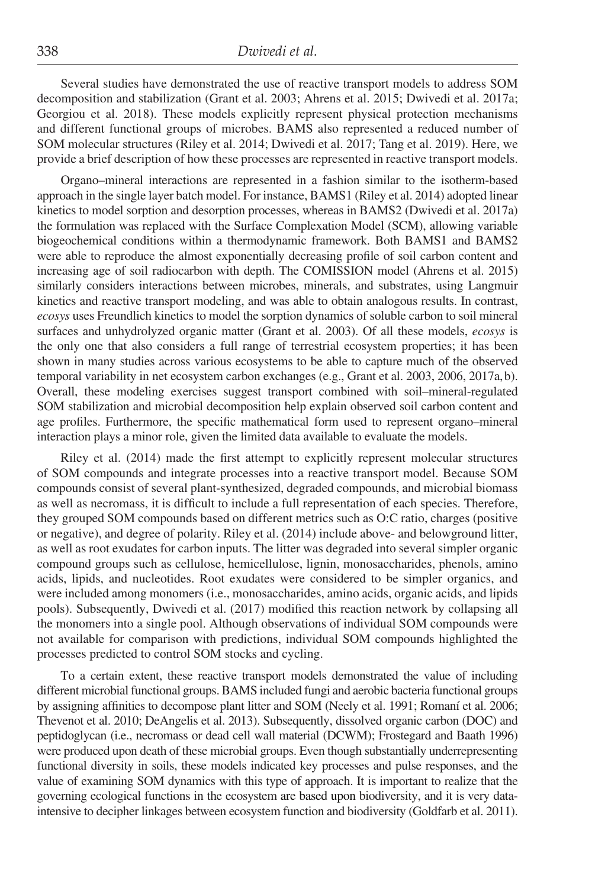Several studies have demonstrated the use of reactive transport models to address SOM decomposition and stabilization (Grant et al. 2003; Ahrens et al. 2015; Dwivedi et al. 2017a; Georgiou et al. 2018). These models explicitly represent physical protection mechanisms and different functional groups of microbes. BAMS also represented a reduced number of SOM molecular structures (Riley et al. 2014; Dwivedi et al. 2017; Tang et al. 2019). Here, we provide a brief description of how these processes are represented in reactive transport models.

Organo–mineral interactions are represented in a fashion similar to the isotherm-based approach in the single layer batch model. For instance, BAMS1 (Riley et al. 2014) adopted linear kinetics to model sorption and desorption processes, whereas in BAMS2 (Dwivedi et al. 2017a) the formulation was replaced with the Surface Complexation Model (SCM), allowing variable biogeochemical conditions within a thermodynamic framework. Both BAMS1 and BAMS2 were able to reproduce the almost exponentially decreasing profile of soil carbon content and increasing age of soil radiocarbon with depth. The COMISSION model (Ahrens et al. 2015) similarly considers interactions between microbes, minerals, and substrates, using Langmuir kinetics and reactive transport modeling, and was able to obtain analogous results. In contrast, *ecosys* uses Freundlich kinetics to model the sorption dynamics of soluble carbon to soil mineral surfaces and unhydrolyzed organic matter (Grant et al. 2003). Of all these models, *ecosys* is the only one that also considers a full range of terrestrial ecosystem properties; it has been shown in many studies across various ecosystems to be able to capture much of the observed temporal variability in net ecosystem carbon exchanges (e.g., Grant et al. 2003, 2006, 2017a, b). Overall, these modeling exercises suggest transport combined with soil–mineral-regulated SOM stabilization and microbial decomposition help explain observed soil carbon content and age profiles. Furthermore, the specific mathematical form used to represent organo–mineral interaction plays a minor role, given the limited data available to evaluate the models.

Riley et al. (2014) made the first attempt to explicitly represent molecular structures of SOM compounds and integrate processes into a reactive transport model. Because SOM compounds consist of several plant-synthesized, degraded compounds, and microbial biomass as well as necromass, it is difficult to include a full representation of each species. Therefore, they grouped SOM compounds based on different metrics such as O:C ratio, charges (positive or negative), and degree of polarity. Riley et al. (2014) include above- and belowground litter, as well as root exudates for carbon inputs. The litter was degraded into several simpler organic compound groups such as cellulose, hemicellulose, lignin, monosaccharides, phenols, amino acids, lipids, and nucleotides. Root exudates were considered to be simpler organics, and were included among monomers (i.e., monosaccharides, amino acids, organic acids, and lipids pools). Subsequently, Dwivedi et al. (2017) modified this reaction network by collapsing all the monomers into a single pool. Although observations of individual SOM compounds were not available for comparison with predictions, individual SOM compounds highlighted the processes predicted to control SOM stocks and cycling.

To a certain extent, these reactive transport models demonstrated the value of including different microbial functional groups. BAMS included fungi and aerobic bacteria functional groups by assigning affinities to decompose plant litter and SOM (Neely et al. 1991; Romaní et al. 2006; Thevenot et al. 2010; DeAngelis et al. 2013). Subsequently, dissolved organic carbon (DOC) and peptidoglycan (i.e., necromass or dead cell wall material (DCWM); Frostegard and Baath 1996) were produced upon death of these microbial groups. Even though substantially underrepresenting functional diversity in soils, these models indicated key processes and pulse responses, and the value of examining SOM dynamics with this type of approach. It is important to realize that the governing ecological functions in the ecosystem are based upon biodiversity, and it is very data-intensive to decipher linkages between ecosystem function and biodiversity (Goldfarb et al. 2011).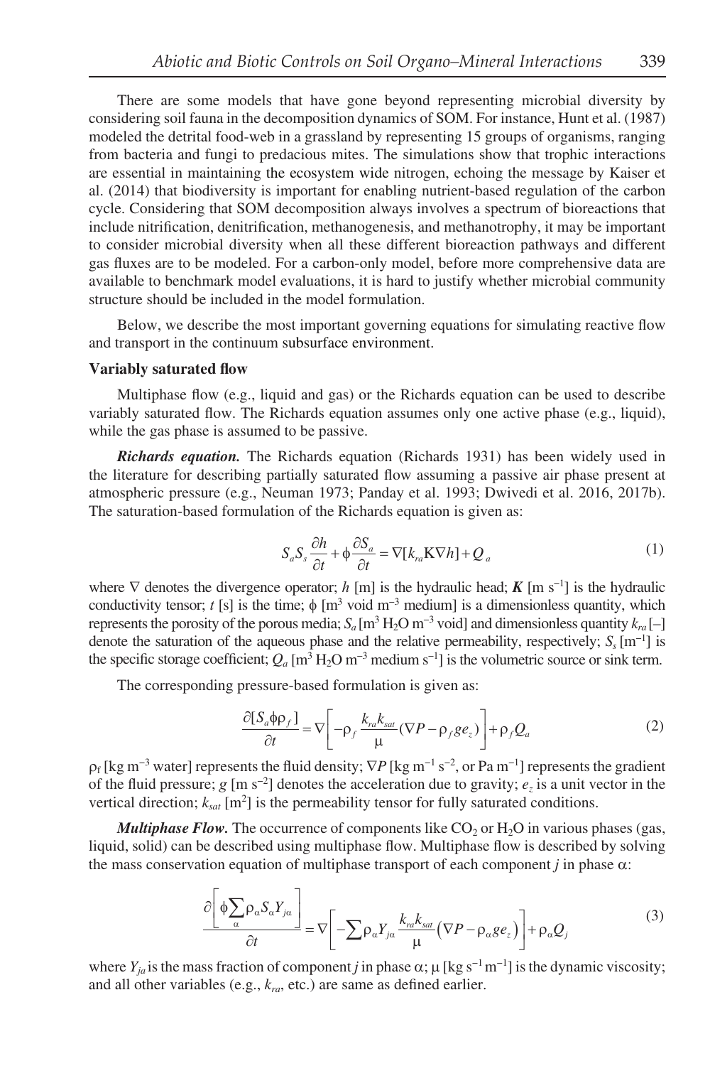There are some models that have gone beyond representing microbial diversity by considering soil fauna in the decomposition dynamics of SOM. For instance, Hunt et al. (1987) modeled the detrital food-web in a grassland by representing 15 groups of organisms, ranging from bacteria and fungi to predacious mites. The simulations show that trophic interactions are essential in maintaining the ecosystem wide nitrogen, echoing the message by Kaiser et al. (2014) that biodiversity is important for enabling nutrient-based regulation of the carbon cycle. Considering that SOM decomposition always involves a spectrum of bioreactions that include nitrification, denitrification, methanogenesis, and methanotrophy, it may be important to consider microbial diversity when all these different bioreaction pathways and different gas fluxes are to be modeled. For a carbon-only model, before more comprehensive data are available to benchmark model evaluations, it is hard to justify whether microbial community structure should be included in the model formulation.

Below, we describe the most important governing equations for simulating reactive flow and transport in the continuum subsurface environment.

### Variably saturated flow

Multiphase flow (e.g., liquid and gas) or the Richards equation can be used to describe variably saturated flow. The Richards equation assumes only one active phase (e.g., liquid), while the gas phase is assumed to be passive.

***Richards equation.*** The Richards equation (Richards 1931) has been widely used in the literature for describing partially saturated flow assuming a passive air phase present at atmospheric pressure (e.g., Neuman 1973; Panday et al. 1993; Dwivedi et al. 2016, 2017b). The saturation-based formulation of the Richards equation is given as:

$$S_a S_s \frac{\partial h}{\partial t} + \phi \frac{\partial S_a}{\partial t} = \nabla[k_{ra} \mathrm{K} \nabla h] + Q_a \tag{1}$$

where $\nabla$ denotes the divergence operator; $h$ [m] is the hydraulic head; $\boldsymbol{K}$ [m s$^{-1}$] is the hydraulic conductivity tensor; $t$ [s] is the time; $\phi$ [m$^3$ void m$^{-3}$ medium] is a dimensionless quantity, which represents the porosity of the porous media; $S_a$ [m$^3$ $H_2O$ m$^{-3}$ void] and dimensionless quantity $k_{ra}$ [–] denote the saturation of the aqueous phase and the relative permeability, respectively; $S_s$ [m$^{-1}$] is the specific storage coefficient; $Q_a$ [m$^3$ $H_2O$ m$^{-3}$ medium s$^{-1}$] is the volumetric source or sink term.

The corresponding pressure-based formulation is given as:

$$\frac{\partial[S_a \phi \rho_f]}{\partial t} = \nabla\left[-\rho_f \frac{k_{ra} k_{sat}}{\mu}(\nabla P - \rho_f g e_z)\right] + \rho_f Q_a \tag{2}$$

$\rho_f$ [kg m$^{-3}$ water] represents the fluid density; $\nabla P$ [kg m$^{-1}$ s$^{-2}$, or Pa m$^{-1}$] represents the gradient of the fluid pressure; $g$ [m s$^{-2}$] denotes the acceleration due to gravity; $e_z$ is a unit vector in the vertical direction; $k_{sat}$ [m$^2$] is the permeability tensor for fully saturated conditions.

***Multiphase Flow.*** The occurrence of components like $CO_2$ or $H_2O$ in various phases (gas, liquid, solid) can be described using multiphase flow. Multiphase flow is described by solving the mass conservation equation of multiphase transport of each component $j$ in phase $\alpha$:

$$\frac{\partial\left[\phi \sum_{\alpha} \rho_\alpha S_\alpha Y_{j\alpha}\right]}{\partial t} = \nabla\left[-\sum \rho_\alpha Y_{j\alpha} \frac{k_{ra} k_{sat}}{\mu}\left(\nabla P - \rho_\alpha g e_z\right)\right] + \rho_\alpha Q_j \tag{3}$$

where $Y_{j\alpha}$ is the mass fraction of component $j$ in phase $\alpha$; $\mu$ [kg s$^{-1}$ m$^{-1}$] is the dynamic viscosity; and all other variables (e.g., $k_{ra}$, etc.) are same as defined earlier.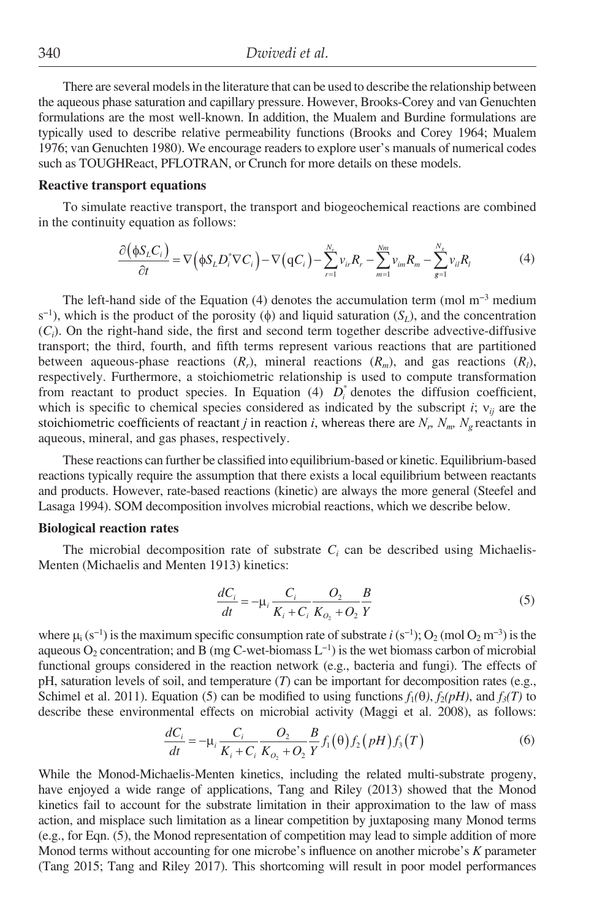There are several models in the literature that can be used to describe the relationship between the aqueous phase saturation and capillary pressure. However, Brooks-Corey and van Genuchten formulations are the most well-known. In addition, the Mualem and Burdine formulations are typically used to describe relative permeability functions (Brooks and Corey 1964; Mualem 1976; van Genuchten 1980). We encourage readers to explore user's manuals of numerical codes such as TOUGHReact, PFLOTRAN, or Crunch for more details on these models.

### Reactive transport equations

To simulate reactive transport, the transport and biogeochemical reactions are combined in the continuity equation as follows:

$$\frac{\partial(\phi S_L C_i)}{\partial t} = \nabla\left(\phi S_L D_i^* \nabla C_i\right) - \nabla\left(\text{q} C_i\right) - \sum_{r=1}^{N_r} v_{ir} R_r - \sum_{m=1}^{Nm} v_{im} R_m - \sum_{g=1}^{N_g} v_{il} R_l \tag{4}$$

The left-hand side of the Equation (4) denotes the accumulation term (mol $m^{-3}$ medium $s^{-1}$), which is the product of the porosity ($\phi$) and liquid saturation ($S_L$), and the concentration ($C_i$). On the right-hand side, the first and second term together describe advective-diffusive transport; the third, fourth, and fifth terms represent various reactions that are partitioned between aqueous-phase reactions ($R_r$), mineral reactions ($R_m$), and gas reactions ($R_l$), respectively. Furthermore, a stoichiometric relationship is used to compute transformation from reactant to product species. In Equation (4) $D_i^*$ denotes the diffusion coefficient, which is specific to chemical species considered as indicated by the subscript $i$; $\nu_{ij}$ are the stoichiometric coefficients of reactant $j$ in reaction $i$, whereas there are $N_r$, $N_m$, $N_g$ reactants in aqueous, mineral, and gas phases, respectively.

These reactions can further be classified into equilibrium-based or kinetic. Equilibrium-based reactions typically require the assumption that there exists a local equilibrium between reactants and products. However, rate-based reactions (kinetic) are always the more general (Steefel and Lasaga 1994). SOM decomposition involves microbial reactions, which we describe below.

### Biological reaction rates

The microbial decomposition rate of substrate $C_i$ can be described using Michaelis-Menten (Michaelis and Menten 1913) kinetics:

$$\frac{dC_i}{dt} = -\mu_i \frac{C_i}{K_i + C_i} \frac{O_2}{K_{O_2} + O_2} \frac{B}{Y} \tag{5}$$

where $\mu_i$ ($s^{-1}$) is the maximum specific consumption rate of substrate $i$ ($s^{-1}$); $O_2$ (mol $O_2$ $m^{-3}$) is the aqueous $O_2$ concentration; and B (mg C-wet-biomass $L^{-1}$) is the wet biomass carbon of microbial functional groups considered in the reaction network (e.g., bacteria and fungi). The effects of pH, saturation levels of soil, and temperature ($T$) can be important for decomposition rates (e.g., Schimel et al. 2011). Equation (5) can be modified to using functions $f_1(\theta)$, $f_2(pH)$, and $f_3(T)$ to describe these environmental effects on microbial activity (Maggi et al. 2008), as follows:

$$\frac{dC_i}{dt} = -\mu_i \frac{C_i}{K_i + C_i} \frac{O_2}{K_{O_2} + O_2} \frac{B}{Y} f_1(\theta) f_2(pH) f_3(T) \tag{6}$$

While the Monod-Michaelis-Menten kinetics, including the related multi-substrate progeny, have enjoyed a wide range of applications, Tang and Riley (2013) showed that the Monod kinetics fail to account for the substrate limitation in their approximation to the law of mass action, and misplace such limitation as a linear competition by juxtaposing many Monod terms (e.g., for Eqn. (5), the Monod representation of competition may lead to simple addition of more Monod terms without accounting for one microbe's influence on another microbe's $K$ parameter (Tang 2015; Tang and Riley 2017). This shortcoming will result in poor model performances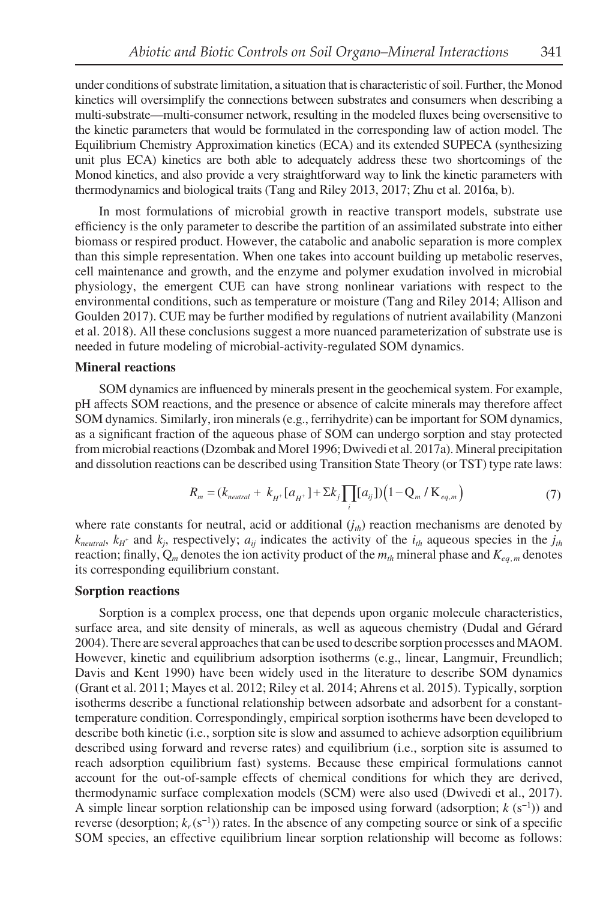under conditions of substrate limitation, a situation that is characteristic of soil. Further, the Monod kinetics will oversimplify the connections between substrates and consumers when describing a multi-substrate—multi-consumer network, resulting in the modeled fluxes being oversensitive to the kinetic parameters that would be formulated in the corresponding law of action model. The Equilibrium Chemistry Approximation kinetics (ECA) and its extended SUPECA (synthesizing unit plus ECA) kinetics are both able to adequately address these two shortcomings of the Monod kinetics, and also provide a very straightforward way to link the kinetic parameters with thermodynamics and biological traits (Tang and Riley 2013, 2017; Zhu et al. 2016a, b).

In most formulations of microbial growth in reactive transport models, substrate use efficiency is the only parameter to describe the partition of an assimilated substrate into either biomass or respired product. However, the catabolic and anabolic separation is more complex than this simple representation. When one takes into account building up metabolic reserves, cell maintenance and growth, and the enzyme and polymer exudation involved in microbial physiology, the emergent CUE can have strong nonlinear variations with respect to the environmental conditions, such as temperature or moisture (Tang and Riley 2014; Allison and Goulden 2017). CUE may be further modified by regulations of nutrient availability (Manzoni et al. 2018). All these conclusions suggest a more nuanced parameterization of substrate use is needed in future modeling of microbial-activity-regulated SOM dynamics.

**Mineral reactions**

SOM dynamics are influenced by minerals present in the geochemical system. For example, pH affects SOM reactions, and the presence or absence of calcite minerals may therefore affect SOM dynamics. Similarly, iron minerals (e.g., ferrihydrite) can be important for SOM dynamics, as a significant fraction of the aqueous phase of SOM can undergo sorption and stay protected from microbial reactions (Dzombak and Morel 1996; Dwivedi et al. 2017a). Mineral precipitation and dissolution reactions can be described using Transition State Theory (or TST) type rate laws:

$$R_m = (k_{neutral} + k_{H^+}[a_{H^+}] + \Sigma k_j \prod_i [a_{ij}])\left(1 - Q_m / K_{eq,m}\right) \tag{7}$$

where rate constants for neutral, acid or additional ($j_{th}$) reaction mechanisms are denoted by $k_{neutral}$, $k_{H^+}$ and $k_j$, respectively; $a_{ij}$ indicates the activity of the $i_{th}$ aqueous species in the $j_{th}$ reaction; finally, $Q_m$ denotes the ion activity product of the $m_{th}$ mineral phase and $K_{eq,m}$ denotes its corresponding equilibrium constant.

**Sorption reactions**

Sorption is a complex process, one that depends upon organic molecule characteristics, surface area, and site density of minerals, as well as aqueous chemistry (Dudal and Gérard 2004). There are several approaches that can be used to describe sorption processes and MAOM. However, kinetic and equilibrium adsorption isotherms (e.g., linear, Langmuir, Freundlich; Davis and Kent 1990) have been widely used in the literature to describe SOM dynamics (Grant et al. 2011; Mayes et al. 2012; Riley et al. 2014; Ahrens et al. 2015). Typically, sorption isotherms describe a functional relationship between adsorbate and adsorbent for a constant-temperature condition. Correspondingly, empirical sorption isotherms have been developed to describe both kinetic (i.e., sorption site is slow and assumed to achieve adsorption equilibrium described using forward and reverse rates) and equilibrium (i.e., sorption site is assumed to reach adsorption equilibrium fast) systems. Because these empirical formulations cannot account for the out-of-sample effects of chemical conditions for which they are derived, thermodynamic surface complexation models (SCM) were also used (Dwivedi et al., 2017). A simple linear sorption relationship can be imposed using forward (adsorption; $k$ ($s^{-1}$)) and reverse (desorption; $k_r$ ($s^{-1}$)) rates. In the absence of any competing source or sink of a specific SOM species, an effective equilibrium linear sorption relationship will become as follows: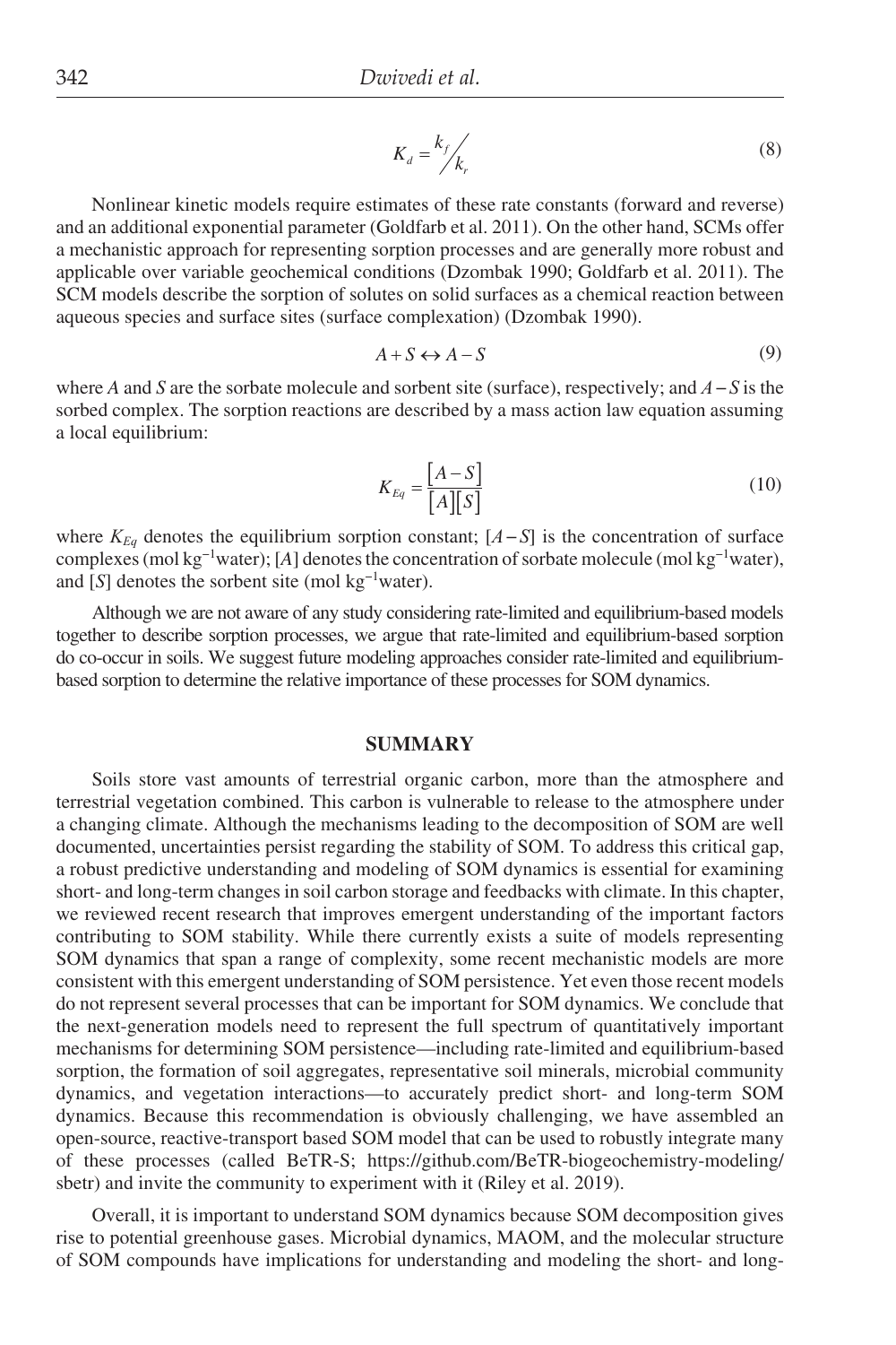$$K_d = {}^{k_f}\!\big/_{k_r} \tag{8}$$

Nonlinear kinetic models require estimates of these rate constants (forward and reverse) and an additional exponential parameter (Goldfarb et al. 2011). On the other hand, SCMs offer a mechanistic approach for representing sorption processes and are generally more robust and applicable over variable geochemical conditions (Dzombak 1990; Goldfarb et al. 2011). The SCM models describe the sorption of solutes on solid surfaces as a chemical reaction between aqueous species and surface sites (surface complexation) (Dzombak 1990).

$$A + S \leftrightarrow A - S \tag{9}$$

where $A$ and $S$ are the sorbate molecule and sorbent site (surface), respectively; and $A-S$ is the sorbed complex. The sorption reactions are described by a mass action law equation assuming a local equilibrium:

$$K_{Eq} = \frac{[A-S]}{[A][S]} \tag{10}$$

where $K_{Eq}$ denotes the equilibrium sorption constant; $[A-S]$ is the concentration of surface complexes (mol $kg^{-1}$water); $[A]$ denotes the concentration of sorbate molecule (mol $kg^{-1}$water), and $[S]$ denotes the sorbent site (mol $kg^{-1}$water).

Although we are not aware of any study considering rate-limited and equilibrium-based models together to describe sorption processes, we argue that rate-limited and equilibrium-based sorption do co-occur in soils. We suggest future modeling approaches consider rate-limited and equilibrium-based sorption to determine the relative importance of these processes for SOM dynamics.

## SUMMARY

Soils store vast amounts of terrestrial organic carbon, more than the atmosphere and terrestrial vegetation combined. This carbon is vulnerable to release to the atmosphere under a changing climate. Although the mechanisms leading to the decomposition of SOM are well documented, uncertainties persist regarding the stability of SOM. To address this critical gap, a robust predictive understanding and modeling of SOM dynamics is essential for examining short- and long-term changes in soil carbon storage and feedbacks with climate. In this chapter, we reviewed recent research that improves emergent understanding of the important factors contributing to SOM stability. While there currently exists a suite of models representing SOM dynamics that span a range of complexity, some recent mechanistic models are more consistent with this emergent understanding of SOM persistence. Yet even those recent models do not represent several processes that can be important for SOM dynamics. We conclude that the next-generation models need to represent the full spectrum of quantitatively important mechanisms for determining SOM persistence—including rate-limited and equilibrium-based sorption, the formation of soil aggregates, representative soil minerals, microbial community dynamics, and vegetation interactions—to accurately predict short- and long-term SOM dynamics. Because this recommendation is obviously challenging, we have assembled an open-source, reactive-transport based SOM model that can be used to robustly integrate many of these processes (called BeTR-S; https://github.com/BeTR-biogeochemistry-modeling/sbetr) and invite the community to experiment with it (Riley et al. 2019).

Overall, it is important to understand SOM dynamics because SOM decomposition gives rise to potential greenhouse gases. Microbial dynamics, MAOM, and the molecular structure of SOM compounds have implications for understanding and modeling the short- and long-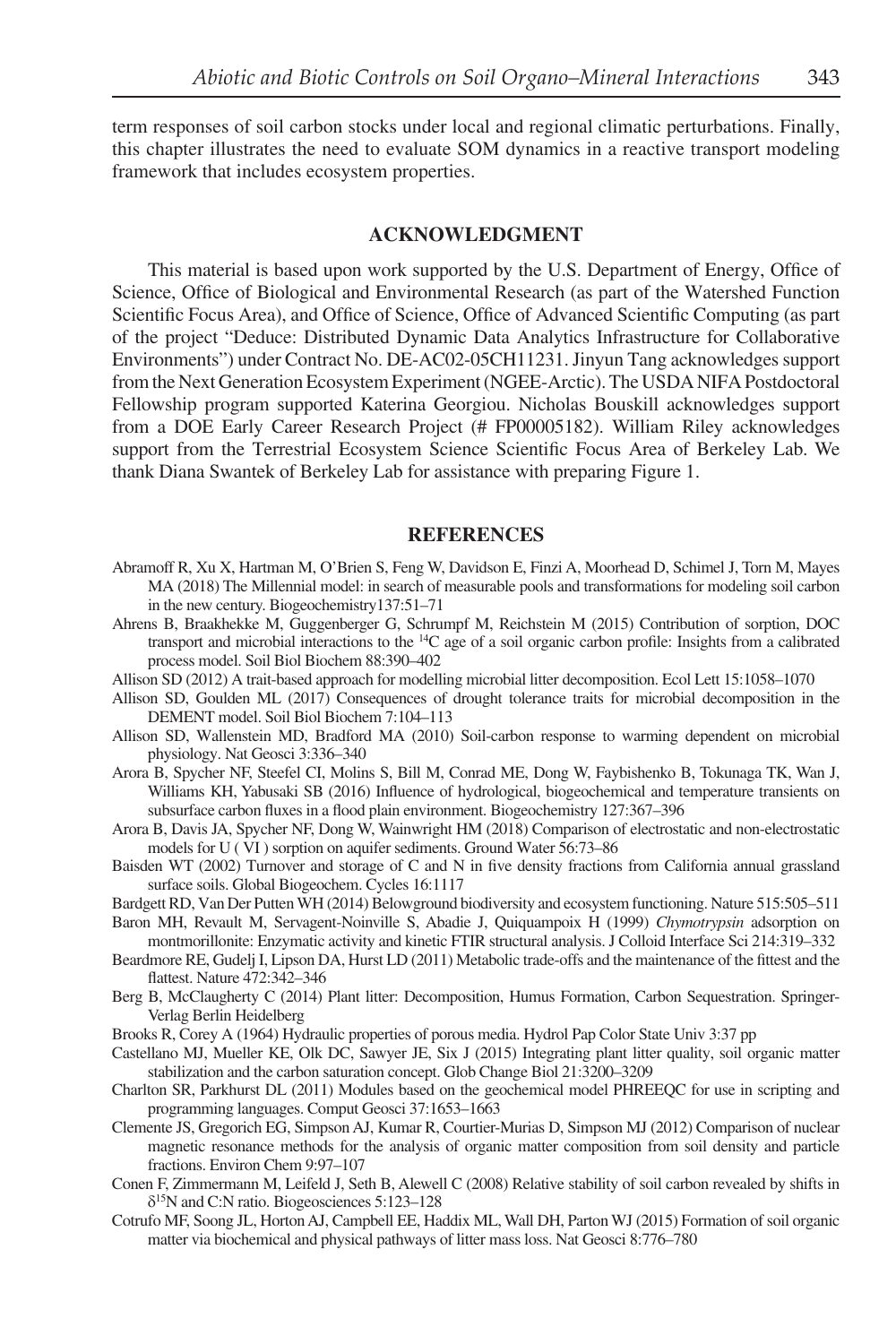term responses of soil carbon stocks under local and regional climatic perturbations. Finally, this chapter illustrates the need to evaluate SOM dynamics in a reactive transport modeling framework that includes ecosystem properties.

## ACKNOWLEDGMENT

This material is based upon work supported by the U.S. Department of Energy, Office of Science, Office of Biological and Environmental Research (as part of the Watershed Function Scientific Focus Area), and Office of Science, Office of Advanced Scientific Computing (as part of the project "Deduce: Distributed Dynamic Data Analytics Infrastructure for Collaborative Environments") under Contract No. DE-AC02-05CH11231. Jinyun Tang acknowledges support from the Next Generation Ecosystem Experiment (NGEE-Arctic). The USDA NIFA Postdoctoral Fellowship program supported Katerina Georgiou. Nicholas Bouskill acknowledges support from a DOE Early Career Research Project (# FP00005182). William Riley acknowledges support from the Terrestrial Ecosystem Science Scientific Focus Area of Berkeley Lab. We thank Diana Swantek of Berkeley Lab for assistance with preparing Figure 1.

## REFERENCES

Abramoff R, Xu X, Hartman M, O'Brien S, Feng W, Davidson E, Finzi A, Moorhead D, Schimel J, Torn M, Mayes MA (2018) The Millennial model: in search of measurable pools and transformations for modeling soil carbon in the new century. Biogeochemistry137:51–71

Ahrens B, Braakhekke M, Guggenberger G, Schrumpf M, Reichstein M (2015) Contribution of sorption, DOC transport and microbial interactions to the $^{14}$C age of a soil organic carbon profile: Insights from a calibrated process model. Soil Biol Biochem 88:390–402

Allison SD (2012) A trait-based approach for modelling microbial litter decomposition. Ecol Lett 15:1058–1070

Allison SD, Goulden ML (2017) Consequences of drought tolerance traits for microbial decomposition in the DEMENT model. Soil Biol Biochem 7:104–113

Allison SD, Wallenstein MD, Bradford MA (2010) Soil-carbon response to warming dependent on microbial physiology. Nat Geosci 3:336–340

Arora B, Spycher NF, Steefel CI, Molins S, Bill M, Conrad ME, Dong W, Faybishenko B, Tokunaga TK, Wan J, Williams KH, Yabusaki SB (2016) Influence of hydrological, biogeochemical and temperature transients on subsurface carbon fluxes in a flood plain environment. Biogeochemistry 127:367–396

Arora B, Davis JA, Spycher NF, Dong W, Wainwright HM (2018) Comparison of electrostatic and non-electrostatic models for U ( VI ) sorption on aquifer sediments. Ground Water 56:73–86

Baisden WT (2002) Turnover and storage of C and N in five density fractions from California annual grassland surface soils. Global Biogeochem. Cycles 16:1117

Bardgett RD, Van Der Putten WH (2014) Belowground biodiversity and ecosystem functioning. Nature 515:505–511

Baron MH, Revault M, Servagent-Noinville S, Abadie J, Quiquampoix H (1999) *Chymotrypsin* adsorption on montmorillonite: Enzymatic activity and kinetic FTIR structural analysis. J Colloid Interface Sci 214:319–332

Beardmore RE, Gudelj I, Lipson DA, Hurst LD (2011) Metabolic trade-offs and the maintenance of the fittest and the flattest. Nature 472:342–346

Berg B, McClaugherty C (2014) Plant litter: Decomposition, Humus Formation, Carbon Sequestration. Springer-Verlag Berlin Heidelberg

Brooks R, Corey A (1964) Hydraulic properties of porous media. Hydrol Pap Color State Univ 3:37 pp

Castellano MJ, Mueller KE, Olk DC, Sawyer JE, Six J (2015) Integrating plant litter quality, soil organic matter stabilization and the carbon saturation concept. Glob Change Biol 21:3200–3209

Charlton SR, Parkhurst DL (2011) Modules based on the geochemical model PHREEQC for use in scripting and programming languages. Comput Geosci 37:1653–1663

Clemente JS, Gregorich EG, Simpson AJ, Kumar R, Courtier-Murias D, Simpson MJ (2012) Comparison of nuclear magnetic resonance methods for the analysis of organic matter composition from soil density and particle fractions. Environ Chem 9:97–107

Conen F, Zimmermann M, Leifeld J, Seth B, Alewell C (2008) Relative stability of soil carbon revealed by shifts in $\delta^{15}$N and C:N ratio. Biogeosciences 5:123–128

Cotrufo MF, Soong JL, Horton AJ, Campbell EE, Haddix ML, Wall DH, Parton WJ (2015) Formation of soil organic matter via biochemical and physical pathways of litter mass loss. Nat Geosci 8:776–780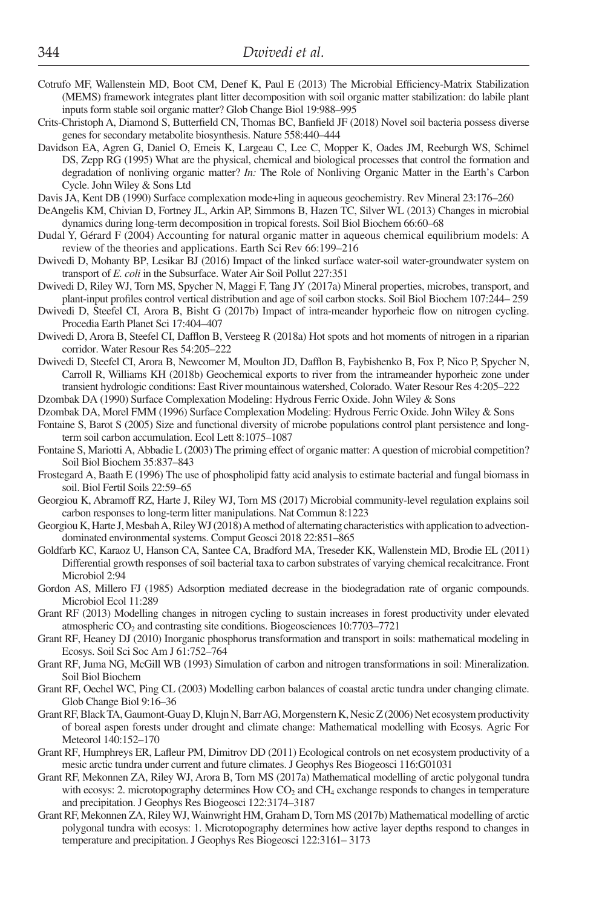Cotrufo MF, Wallenstein MD, Boot CM, Denef K, Paul E (2013) The Microbial Efficiency-Matrix Stabilization (MEMS) framework integrates plant litter decomposition with soil organic matter stabilization: do labile plant inputs form stable soil organic matter? Glob Change Biol 19:988–995

Crits-Christoph A, Diamond S, Butterfield CN, Thomas BC, Banfield JF (2018) Novel soil bacteria possess diverse genes for secondary metabolite biosynthesis. Nature 558:440–444

Davidson EA, Agren G, Daniel O, Emeis K, Largeau C, Lee C, Mopper K, Oades JM, Reeburgh WS, Schimel DS, Zepp RG (1995) What are the physical, chemical and biological processes that control the formation and degradation of nonliving organic matter? *In:* The Role of Nonliving Organic Matter in the Earth's Carbon Cycle. John Wiley & Sons Ltd

Davis JA, Kent DB (1990) Surface complexation mode+ling in aqueous geochemistry. Rev Mineral 23:176–260

DeAngelis KM, Chivian D, Fortney JL, Arkin AP, Simmons B, Hazen TC, Silver WL (2013) Changes in microbial dynamics during long-term decomposition in tropical forests. Soil Biol Biochem 66:60–68

Dudal Y, Gérard F (2004) Accounting for natural organic matter in aqueous chemical equilibrium models: A review of the theories and applications. Earth Sci Rev 66:199–216

Dwivedi D, Mohanty BP, Lesikar BJ (2016) Impact of the linked surface water-soil water-groundwater system on transport of *E. coli* in the Subsurface. Water Air Soil Pollut 227:351

Dwivedi D, Riley WJ, Torn MS, Spycher N, Maggi F, Tang JY (2017a) Mineral properties, microbes, transport, and plant-input profiles control vertical distribution and age of soil carbon stocks. Soil Biol Biochem 107:244– 259

Dwivedi D, Steefel CI, Arora B, Bisht G (2017b) Impact of intra-meander hyporheic flow on nitrogen cycling. Procedia Earth Planet Sci 17:404–407

Dwivedi D, Arora B, Steefel CI, Dafflon B, Versteeg R (2018a) Hot spots and hot moments of nitrogen in a riparian corridor. Water Resour Res 54:205–222

Dwivedi D, Steefel CI, Arora B, Newcomer M, Moulton JD, Dafflon B, Faybishenko B, Fox P, Nico P, Spycher N, Carroll R, Williams KH (2018b) Geochemical exports to river from the intrameander hyporheic zone under transient hydrologic conditions: East River mountainous watershed, Colorado. Water Resour Res 4:205–222

Dzombak DA (1990) Surface Complexation Modeling: Hydrous Ferric Oxide. John Wiley & Sons

Dzombak DA, Morel FMM (1996) Surface Complexation Modeling: Hydrous Ferric Oxide. John Wiley & Sons

Fontaine S, Barot S (2005) Size and functional diversity of microbe populations control plant persistence and long-term soil carbon accumulation. Ecol Lett 8:1075–1087

Fontaine S, Mariotti A, Abbadie L (2003) The priming effect of organic matter: A question of microbial competition? Soil Biol Biochem 35:837–843

Frostegard A, Baath E (1996) The use of phospholipid fatty acid analysis to estimate bacterial and fungal biomass in soil. Biol Fertil Soils 22:59–65

Georgiou K, Abramoff RZ, Harte J, Riley WJ, Torn MS (2017) Microbial community-level regulation explains soil carbon responses to long-term litter manipulations. Nat Commun 8:1223

Georgiou K, Harte J, Mesbah A, Riley WJ (2018) A method of alternating characteristics with application to advection-dominated environmental systems. Comput Geosci 2018 22:851–865

Goldfarb KC, Karaoz U, Hanson CA, Santee CA, Bradford MA, Treseder KK, Wallenstein MD, Brodie EL (2011) Differential growth responses of soil bacterial taxa to carbon substrates of varying chemical recalcitrance. Front Microbiol 2:94

Gordon AS, Millero FJ (1985) Adsorption mediated decrease in the biodegradation rate of organic compounds. Microbiol Ecol 11:289

Grant RF (2013) Modelling changes in nitrogen cycling to sustain increases in forest productivity under elevated atmospheric $CO_2$ and contrasting site conditions. Biogeosciences 10:7703–7721

Grant RF, Heaney DJ (2010) Inorganic phosphorus transformation and transport in soils: mathematical modeling in Ecosys. Soil Sci Soc Am J 61:752–764

Grant RF, Juma NG, McGill WB (1993) Simulation of carbon and nitrogen transformations in soil: Mineralization. Soil Biol Biochem

Grant RF, Oechel WC, Ping CL (2003) Modelling carbon balances of coastal arctic tundra under changing climate. Glob Change Biol 9:16–36

Grant RF, Black TA, Gaumont-Guay D, Klujn N, Barr AG, Morgenstern K, Nesic Z (2006) Net ecosystem productivity of boreal aspen forests under drought and climate change: Mathematical modelling with Ecosys. Agric For Meteorol 140:152–170

Grant RF, Humphreys ER, Lafleur PM, Dimitrov DD (2011) Ecological controls on net ecosystem productivity of a mesic arctic tundra under current and future climates. J Geophys Res Biogeosci 116:G01031

Grant RF, Mekonnen ZA, Riley WJ, Arora B, Torn MS (2017a) Mathematical modelling of arctic polygonal tundra with ecosys: 2. microtopography determines How $CO_2$ and $CH_4$ exchange responds to changes in temperature and precipitation. J Geophys Res Biogeosci 122:3174–3187

Grant RF, Mekonnen ZA, Riley WJ, Wainwright HM, Graham D, Torn MS (2017b) Mathematical modelling of arctic polygonal tundra with ecosys: 1. Microtopography determines how active layer depths respond to changes in temperature and precipitation. J Geophys Res Biogeosci 122:3161– 3173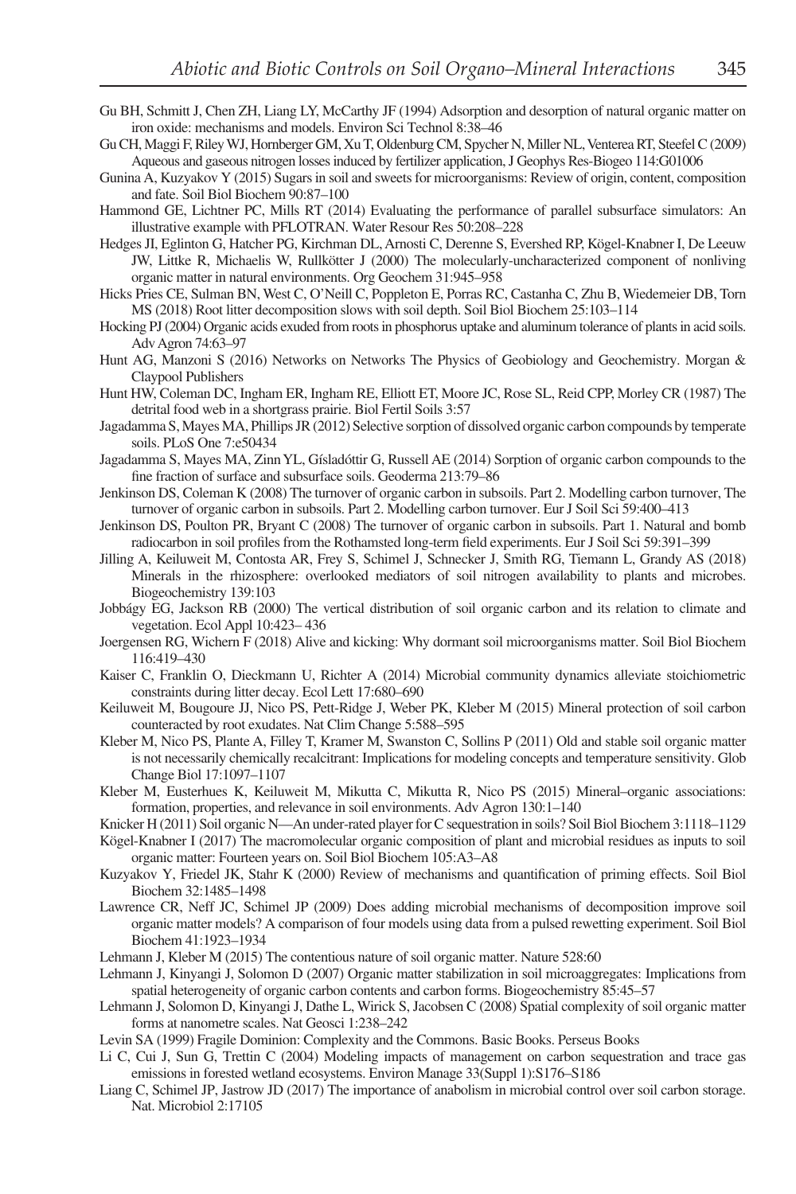Gu BH, Schmitt J, Chen ZH, Liang LY, McCarthy JF (1994) Adsorption and desorption of natural organic matter on iron oxide: mechanisms and models. Environ Sci Technol 8:38–46

Gu CH, Maggi F, Riley WJ, Hornberger GM, Xu T, Oldenburg CM, Spycher N, Miller NL, Venterea RT, Steefel C (2009) Aqueous and gaseous nitrogen losses induced by fertilizer application, J Geophys Res-Biogeo 114:G01006

Gunina A, Kuzyakov Y (2015) Sugars in soil and sweets for microorganisms: Review of origin, content, composition and fate. Soil Biol Biochem 90:87–100

Hammond GE, Lichtner PC, Mills RT (2014) Evaluating the performance of parallel subsurface simulators: An illustrative example with PFLOTRAN. Water Resour Res 50:208–228

Hedges JI, Eglinton G, Hatcher PG, Kirchman DL, Arnosti C, Derenne S, Evershed RP, Kögel-Knabner I, De Leeuw JW, Littke R, Michaelis W, Rullkötter J (2000) The molecularly-uncharacterized component of nonliving organic matter in natural environments. Org Geochem 31:945–958

Hicks Pries CE, Sulman BN, West C, O'Neill C, Poppleton E, Porras RC, Castanha C, Zhu B, Wiedemeier DB, Torn MS (2018) Root litter decomposition slows with soil depth. Soil Biol Biochem 25:103–114

Hocking PJ (2004) Organic acids exuded from roots in phosphorus uptake and aluminum tolerance of plants in acid soils. Adv Agron 74:63–97

Hunt AG, Manzoni S (2016) Networks on Networks The Physics of Geobiology and Geochemistry. Morgan & Claypool Publishers

Hunt HW, Coleman DC, Ingham ER, Ingham RE, Elliott ET, Moore JC, Rose SL, Reid CPP, Morley CR (1987) The detrital food web in a shortgrass prairie. Biol Fertil Soils 3:57

Jagadamma S, Mayes MA, Phillips JR (2012) Selective sorption of dissolved organic carbon compounds by temperate soils. PLoS One 7:e50434

Jagadamma S, Mayes MA, Zinn YL, Gísladóttir G, Russell AE (2014) Sorption of organic carbon compounds to the fine fraction of surface and subsurface soils. Geoderma 213:79–86

Jenkinson DS, Coleman K (2008) The turnover of organic carbon in subsoils. Part 2. Modelling carbon turnover, The turnover of organic carbon in subsoils. Part 2. Modelling carbon turnover. Eur J Soil Sci 59:400–413

Jenkinson DS, Poulton PR, Bryant C (2008) The turnover of organic carbon in subsoils. Part 1. Natural and bomb radiocarbon in soil profiles from the Rothamsted long-term field experiments. Eur J Soil Sci 59:391–399

Jilling A, Keiluweit M, Contosta AR, Frey S, Schimel J, Schnecker J, Smith RG, Tiemann L, Grandy AS (2018) Minerals in the rhizosphere: overlooked mediators of soil nitrogen availability to plants and microbes. Biogeochemistry 139:103

Jobbágy EG, Jackson RB (2000) The vertical distribution of soil organic carbon and its relation to climate and vegetation. Ecol Appl 10:423– 436

Joergensen RG, Wichern F (2018) Alive and kicking: Why dormant soil microorganisms matter. Soil Biol Biochem 116:419–430

Kaiser C, Franklin O, Dieckmann U, Richter A (2014) Microbial community dynamics alleviate stoichiometric constraints during litter decay. Ecol Lett 17:680–690

Keiluweit M, Bougoure JJ, Nico PS, Pett-Ridge J, Weber PK, Kleber M (2015) Mineral protection of soil carbon counteracted by root exudates. Nat Clim Change 5:588–595

Kleber M, Nico PS, Plante A, Filley T, Kramer M, Swanston C, Sollins P (2011) Old and stable soil organic matter is not necessarily chemically recalcitrant: Implications for modeling concepts and temperature sensitivity. Glob Change Biol 17:1097–1107

Kleber M, Eusterhues K, Keiluweit M, Mikutta C, Mikutta R, Nico PS (2015) Mineral–organic associations: formation, properties, and relevance in soil environments. Adv Agron 130:1–140

Knicker H (2011) Soil organic N—An under-rated player for C sequestration in soils? Soil Biol Biochem 3:1118–1129

Kögel-Knabner I (2017) The macromolecular organic composition of plant and microbial residues as inputs to soil organic matter: Fourteen years on. Soil Biol Biochem 105:A3–A8

Kuzyakov Y, Friedel JK, Stahr K (2000) Review of mechanisms and quantification of priming effects. Soil Biol Biochem 32:1485–1498

Lawrence CR, Neff JC, Schimel JP (2009) Does adding microbial mechanisms of decomposition improve soil organic matter models? A comparison of four models using data from a pulsed rewetting experiment. Soil Biol Biochem 41:1923–1934

Lehmann J, Kleber M (2015) The contentious nature of soil organic matter. Nature 528:60

Lehmann J, Kinyangi J, Solomon D (2007) Organic matter stabilization in soil microaggregates: Implications from spatial heterogeneity of organic carbon contents and carbon forms. Biogeochemistry 85:45–57

Lehmann J, Solomon D, Kinyangi J, Dathe L, Wirick S, Jacobsen C (2008) Spatial complexity of soil organic matter forms at nanometre scales. Nat Geosci 1:238–242

Levin SA (1999) Fragile Dominion: Complexity and the Commons. Basic Books. Perseus Books

Li C, Cui J, Sun G, Trettin C (2004) Modeling impacts of management on carbon sequestration and trace gas emissions in forested wetland ecosystems. Environ Manage 33(Suppl 1):S176–S186

Liang C, Schimel JP, Jastrow JD (2017) The importance of anabolism in microbial control over soil carbon storage. Nat. Microbiol 2:17105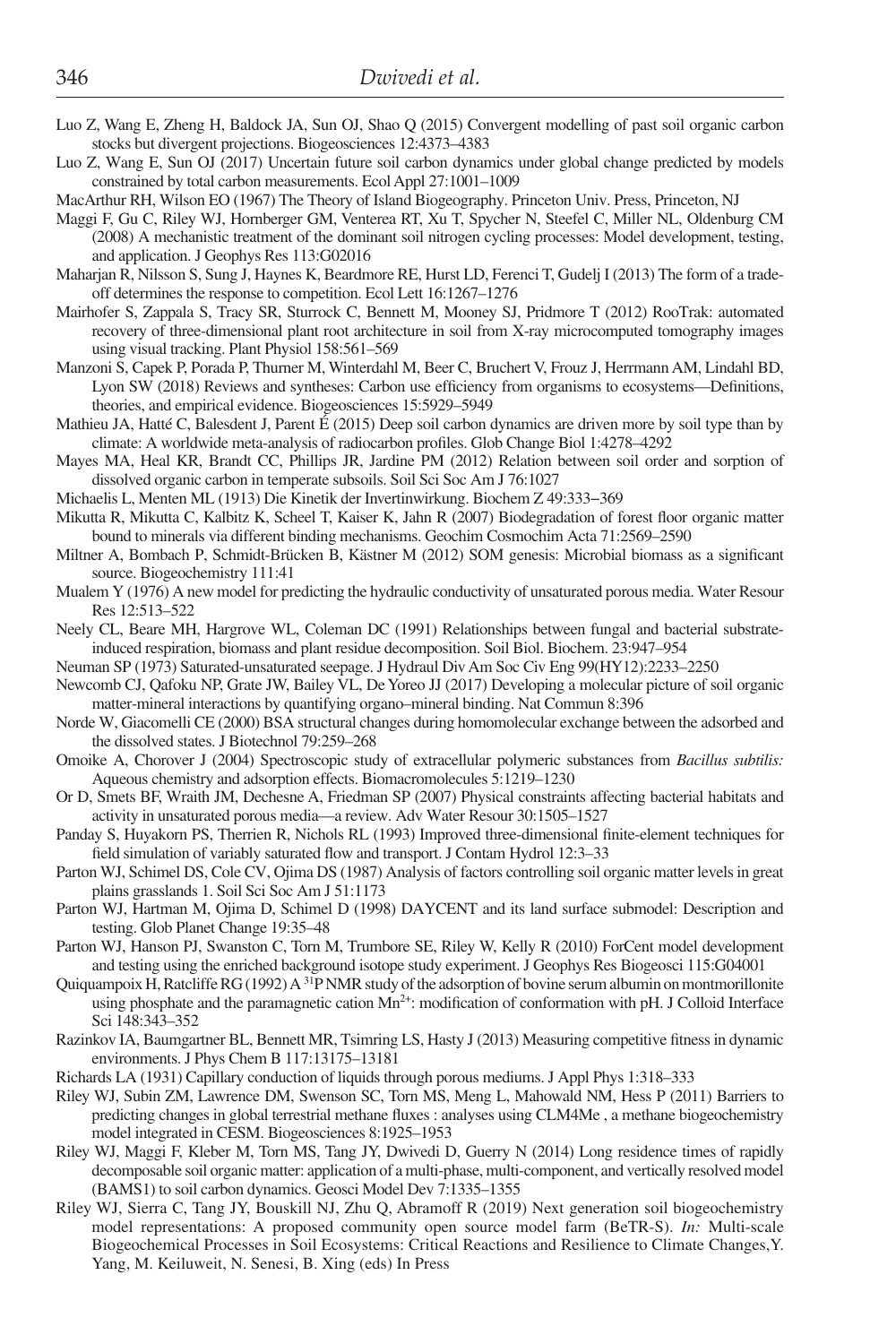Luo Z, Wang E, Zheng H, Baldock JA, Sun OJ, Shao Q (2015) Convergent modelling of past soil organic carbon stocks but divergent projections. Biogeosciences 12:4373–4383

Luo Z, Wang E, Sun OJ (2017) Uncertain future soil carbon dynamics under global change predicted by models constrained by total carbon measurements. Ecol Appl 27:1001–1009

MacArthur RH, Wilson EO (1967) The Theory of Island Biogeography. Princeton Univ. Press, Princeton, NJ

Maggi F, Gu C, Riley WJ, Hornberger GM, Venterea RT, Xu T, Spycher N, Steefel C, Miller NL, Oldenburg CM (2008) A mechanistic treatment of the dominant soil nitrogen cycling processes: Model development, testing, and application. J Geophys Res 113:G02016

Maharjan R, Nilsson S, Sung J, Haynes K, Beardmore RE, Hurst LD, Ferenci T, Gudelj I (2013) The form of a trade-off determines the response to competition. Ecol Lett 16:1267–1276

Mairhofer S, Zappala S, Tracy SR, Sturrock C, Bennett M, Mooney SJ, Pridmore T (2012) RooTrak: automated recovery of three-dimensional plant root architecture in soil from X-ray microcomputed tomography images using visual tracking. Plant Physiol 158:561–569

Manzoni S, Capek P, Porada P, Thurner M, Winterdahl M, Beer C, Bruchert V, Frouz J, Herrmann AM, Lindahl BD, Lyon SW (2018) Reviews and syntheses: Carbon use efficiency from organisms to ecosystems—Definitions, theories, and empirical evidence. Biogeosciences 15:5929–5949

Mathieu JA, Hatté C, Balesdent J, Parent É (2015) Deep soil carbon dynamics are driven more by soil type than by climate: A worldwide meta-analysis of radiocarbon profiles. Glob Change Biol 1:4278–4292

Mayes MA, Heal KR, Brandt CC, Phillips JR, Jardine PM (2012) Relation between soil order and sorption of dissolved organic carbon in temperate subsoils. Soil Sci Soc Am J 76:1027

Michaelis L, Menten ML (1913) Die Kinetik der Invertinwirkung. Biochem Z 49:333–369

Mikutta R, Mikutta C, Kalbitz K, Scheel T, Kaiser K, Jahn R (2007) Biodegradation of forest floor organic matter bound to minerals via different binding mechanisms. Geochim Cosmochim Acta 71:2569–2590

Miltner A, Bombach P, Schmidt-Brücken B, Kästner M (2012) SOM genesis: Microbial biomass as a significant source. Biogeochemistry 111:41

Mualem Y (1976) A new model for predicting the hydraulic conductivity of unsaturated porous media. Water Resour Res 12:513–522

Neely CL, Beare MH, Hargrove WL, Coleman DC (1991) Relationships between fungal and bacterial substrate-induced respiration, biomass and plant residue decomposition. Soil Biol. Biochem. 23:947–954

Neuman SP (1973) Saturated-unsaturated seepage. J Hydraul Div Am Soc Civ Eng 99(HY12):2233–2250

Newcomb CJ, Qafoku NP, Grate JW, Bailey VL, De Yoreo JJ (2017) Developing a molecular picture of soil organic matter-mineral interactions by quantifying organo–mineral binding. Nat Commun 8:396

Norde W, Giacomelli CE (2000) BSA structural changes during homomolecular exchange between the adsorbed and the dissolved states. J Biotechnol 79:259–268

Omoike A, Chorover J (2004) Spectroscopic study of extracellular polymeric substances from *Bacillus subtilis:* Aqueous chemistry and adsorption effects. Biomacromolecules 5:1219–1230

Or D, Smets BF, Wraith JM, Dechesne A, Friedman SP (2007) Physical constraints affecting bacterial habitats and activity in unsaturated porous media—a review. Adv Water Resour 30:1505–1527

Panday S, Huyakorn PS, Therrien R, Nichols RL (1993) Improved three-dimensional finite-element techniques for field simulation of variably saturated flow and transport. J Contam Hydrol 12:3–33

Parton WJ, Schimel DS, Cole CV, Ojima DS (1987) Analysis of factors controlling soil organic matter levels in great plains grasslands 1. Soil Sci Soc Am J 51:1173

Parton WJ, Hartman M, Ojima D, Schimel D (1998) DAYCENT and its land surface submodel: Description and testing. Glob Planet Change 19:35–48

Parton WJ, Hanson PJ, Swanston C, Torn M, Trumbore SE, Riley W, Kelly R (2010) ForCent model development and testing using the enriched background isotope study experiment. J Geophys Res Biogeosci 115:G04001

Quiquampoix H, Ratcliffe RG (1992) A $^{31}P$ NMR study of the adsorption of bovine serum albumin on montmorillonite using phosphate and the paramagnetic cation $Mn^{2+}$: modification of conformation with pH. J Colloid Interface Sci 148:343–352

Razinkov IA, Baumgartner BL, Bennett MR, Tsimring LS, Hasty J (2013) Measuring competitive fitness in dynamic environments. J Phys Chem B 117:13175–13181

Richards LA (1931) Capillary conduction of liquids through porous mediums. J Appl Phys 1:318–333

Riley WJ, Subin ZM, Lawrence DM, Swenson SC, Torn MS, Meng L, Mahowald NM, Hess P (2011) Barriers to predicting changes in global terrestrial methane fluxes : analyses using CLM4Me , a methane biogeochemistry model integrated in CESM. Biogeosciences 8:1925–1953

Riley WJ, Maggi F, Kleber M, Torn MS, Tang JY, Dwivedi D, Guerry N (2014) Long residence times of rapidly decomposable soil organic matter: application of a multi-phase, multi-component, and vertically resolved model (BAMS1) to soil carbon dynamics. Geosci Model Dev 7:1335–1355

Riley WJ, Sierra C, Tang JY, Bouskill NJ, Zhu Q, Abramoff R (2019) Next generation soil biogeochemistry model representations: A proposed community open source model farm (BeTR-S). *In:* Multi-scale Biogeochemical Processes in Soil Ecosystems: Critical Reactions and Resilience to Climate Changes,Y. Yang, M. Keiluweit, N. Senesi, B. Xing (eds) In Press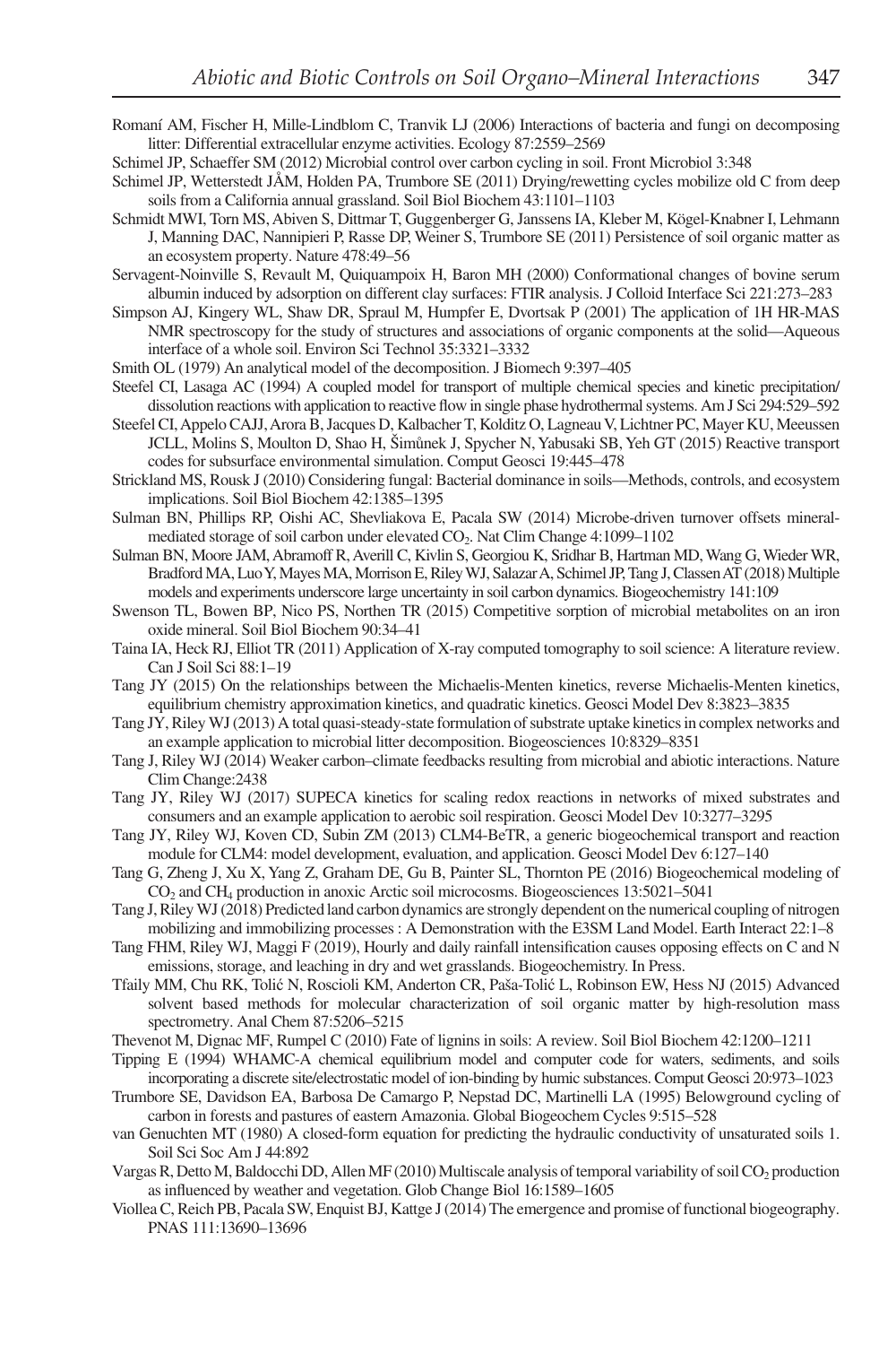Romaní AM, Fischer H, Mille-Lindblom C, Tranvik LJ (2006) Interactions of bacteria and fungi on decomposing litter: Differential extracellular enzyme activities. Ecology 87:2559–2569

Schimel JP, Schaeffer SM (2012) Microbial control over carbon cycling in soil. Front Microbiol 3:348

Schimel JP, Wetterstedt JÅM, Holden PA, Trumbore SE (2011) Drying/rewetting cycles mobilize old C from deep soils from a California annual grassland. Soil Biol Biochem 43:1101–1103

Schmidt MWI, Torn MS, Abiven S, Dittmar T, Guggenberger G, Janssens IA, Kleber M, Kögel-Knabner I, Lehmann J, Manning DAC, Nannipieri P, Rasse DP, Weiner S, Trumbore SE (2011) Persistence of soil organic matter as an ecosystem property. Nature 478:49–56

Servagent-Noinville S, Revault M, Quiquampoix H, Baron MH (2000) Conformational changes of bovine serum albumin induced by adsorption on different clay surfaces: FTIR analysis. J Colloid Interface Sci 221:273–283

Simpson AJ, Kingery WL, Shaw DR, Spraul M, Humpfer E, Dvortsak P (2001) The application of 1H HR-MAS NMR spectroscopy for the study of structures and associations of organic components at the solid—Aqueous interface of a whole soil. Environ Sci Technol 35:3321–3332

Smith OL (1979) An analytical model of the decomposition. J Biomech 9:397–405

Steefel CI, Lasaga AC (1994) A coupled model for transport of multiple chemical species and kinetic precipitation/dissolution reactions with application to reactive flow in single phase hydrothermal systems. Am J Sci 294:529–592

Steefel CI, Appelo CAJJ, Arora B, Jacques D, Kalbacher T, Kolditz O, Lagneau V, Lichtner PC, Mayer KU, Meeussen JCLL, Molins S, Moulton D, Shao H, Šimůnek J, Spycher N, Yabusaki SB, Yeh GT (2015) Reactive transport codes for subsurface environmental simulation. Comput Geosci 19:445–478

Strickland MS, Rousk J (2010) Considering fungal: Bacterial dominance in soils—Methods, controls, and ecosystem implications. Soil Biol Biochem 42:1385–1395

Sulman BN, Phillips RP, Oishi AC, Shevliakova E, Pacala SW (2014) Microbe-driven turnover offsets mineral-mediated storage of soil carbon under elevated $CO_2$. Nat Clim Change 4:1099–1102

Sulman BN, Moore JAM, Abramoff R, Averill C, Kivlin S, Georgiou K, Sridhar B, Hartman MD, Wang G, Wieder WR, Bradford MA, Luo Y, Mayes MA, Morrison E, Riley WJ, Salazar A, Schimel JP, Tang J, Classen AT (2018) Multiple models and experiments underscore large uncertainty in soil carbon dynamics. Biogeochemistry 141:109

Swenson TL, Bowen BP, Nico PS, Northen TR (2015) Competitive sorption of microbial metabolites on an iron oxide mineral. Soil Biol Biochem 90:34–41

Taina IA, Heck RJ, Elliot TR (2011) Application of X-ray computed tomography to soil science: A literature review. Can J Soil Sci 88:1–19

Tang JY (2015) On the relationships between the Michaelis-Menten kinetics, reverse Michaelis-Menten kinetics, equilibrium chemistry approximation kinetics, and quadratic kinetics. Geosci Model Dev 8:3823–3835

Tang JY, Riley WJ (2013) A total quasi-steady-state formulation of substrate uptake kinetics in complex networks and an example application to microbial litter decomposition. Biogeosciences 10:8329–8351

Tang J, Riley WJ (2014) Weaker carbon–climate feedbacks resulting from microbial and abiotic interactions. Nature Clim Change:2438

Tang JY, Riley WJ (2017) SUPECA kinetics for scaling redox reactions in networks of mixed substrates and consumers and an example application to aerobic soil respiration. Geosci Model Dev 10:3277–3295

Tang JY, Riley WJ, Koven CD, Subin ZM (2013) CLM4-BeTR, a generic biogeochemical transport and reaction module for CLM4: model development, evaluation, and application. Geosci Model Dev 6:127–140

Tang G, Zheng J, Xu X, Yang Z, Graham DE, Gu B, Painter SL, Thornton PE (2016) Biogeochemical modeling of $CO_2$ and $CH_4$ production in anoxic Arctic soil microcosms. Biogeosciences 13:5021–5041

Tang J, Riley WJ (2018) Predicted land carbon dynamics are strongly dependent on the numerical coupling of nitrogen mobilizing and immobilizing processes : A Demonstration with the E3SM Land Model. Earth Interact 22:1–8

Tang FHM, Riley WJ, Maggi F (2019), Hourly and daily rainfall intensification causes opposing effects on C and N emissions, storage, and leaching in dry and wet grasslands. Biogeochemistry. In Press.

Tfaily MM, Chu RK, Tolić N, Roscioli KM, Anderton CR, Paša-Tolić L, Robinson EW, Hess NJ (2015) Advanced solvent based methods for molecular characterization of soil organic matter by high-resolution mass spectrometry. Anal Chem 87:5206–5215

Thevenot M, Dignac MF, Rumpel C (2010) Fate of lignins in soils: A review. Soil Biol Biochem 42:1200–1211

Tipping E (1994) WHAMC-A chemical equilibrium model and computer code for waters, sediments, and soils incorporating a discrete site/electrostatic model of ion-binding by humic substances. Comput Geosci 20:973–1023

Trumbore SE, Davidson EA, Barbosa De Camargo P, Nepstad DC, Martinelli LA (1995) Belowground cycling of carbon in forests and pastures of eastern Amazonia. Global Biogeochem Cycles 9:515–528

van Genuchten MT (1980) A closed-form equation for predicting the hydraulic conductivity of unsaturated soils 1. Soil Sci Soc Am J 44:892

Vargas R, Detto M, Baldocchi DD, Allen MF (2010) Multiscale analysis of temporal variability of soil $CO_2$ production as influenced by weather and vegetation. Glob Change Biol 16:1589–1605

Violle C, Reich PB, Pacala SW, Enquist BJ, Kattge J (2014) The emergence and promise of functional biogeography. PNAS 111:13690–13696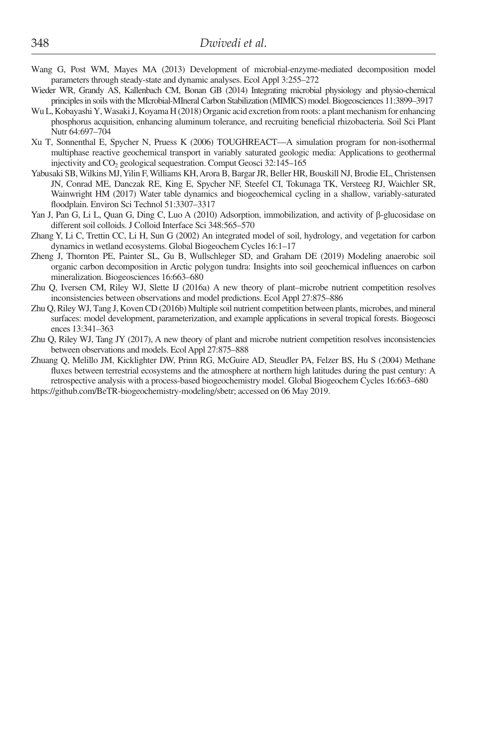Wang G, Post WM, Mayes MA (2013) Development of microbial-enzyme-mediated decomposition model parameters through steady-state and dynamic analyses. Ecol Appl 3:255–272

Wieder WR, Grandy AS, Kallenbach CM, Bonan GB (2014) Integrating microbial physiology and physio-chemical principles in soils with the MIcrobial-MIneral Carbon Stabilization (MIMICS) model. Biogeosciences 11:3899–3917

Wu L, Kobayashi Y, Wasaki J, Koyama H (2018) Organic acid excretion from roots: a plant mechanism for enhancing phosphorus acquisition, enhancing aluminum tolerance, and recruiting beneficial rhizobacteria. Soil Sci Plant Nutr 64:697–704

Xu T, Sonnenthal E, Spycher N, Pruess K (2006) TOUGHREACT—A simulation program for non-isothermal multiphase reactive geochemical transport in variably saturated geologic media: Applications to geothermal injectivity and $CO_2$ geological sequestration. Comput Geosci 32:145–165

Yabusaki SB, Wilkins MJ, Yilin F, Williams KH, Arora B, Bargar JR, Beller HR, Bouskill NJ, Brodie EL, Christensen JN, Conrad ME, Danczak RE, King E, Spycher NF, Steefel CI, Tokunaga TK, Versteeg RJ, Waichler SR, Wainwright HM (2017) Water table dynamics and biogeochemical cycling in a shallow, variably-saturated floodplain. Environ Sci Technol 51:3307–3317

Yan J, Pan G, Li L, Quan G, Ding C, Luo A (2010) Adsorption, immobilization, and activity of β-glucosidase on different soil colloids. J Colloid Interface Sci 348:565–570

Zhang Y, Li C, Trettin CC, Li H, Sun G (2002) An integrated model of soil, hydrology, and vegetation for carbon dynamics in wetland ecosystems. Global Biogeochem Cycles 16:1–17

Zheng J, Thornton PE, Painter SL, Gu B, Wullschleger SD, and Graham DE (2019) Modeling anaerobic soil organic carbon decomposition in Arctic polygon tundra: Insights into soil geochemical influences on carbon mineralization. Biogeosciences 16:663–680

Zhu Q, Iversen CM, Riley WJ, Slette IJ (2016a) A new theory of plant–microbe nutrient competition resolves inconsistencies between observations and model predictions. Ecol Appl 27:875–886

Zhu Q, Riley WJ, Tang J, Koven CD (2016b) Multiple soil nutrient competition between plants, microbes, and mineral surfaces: model development, parameterization, and example applications in several tropical forests. Biogeosciences 13:341–363

Zhu Q, Riley WJ, Tang JY (2017), A new theory of plant and microbe nutrient competition resolves inconsistencies between observations and models. Ecol Appl 27:875–888

Zhuang Q, Melillo JM, Kicklighter DW, Prinn RG, McGuire AD, Steudler PA, Felzer BS, Hu S (2004) Methane fluxes between terrestrial ecosystems and the atmosphere at northern high latitudes during the past century: A retrospective analysis with a process-based biogeochemistry model. Global Biogeochem Cycles 16:663–680

https://github.com/BeTR-biogeochemistry-modeling/sbetr; accessed on 06 May 2019.